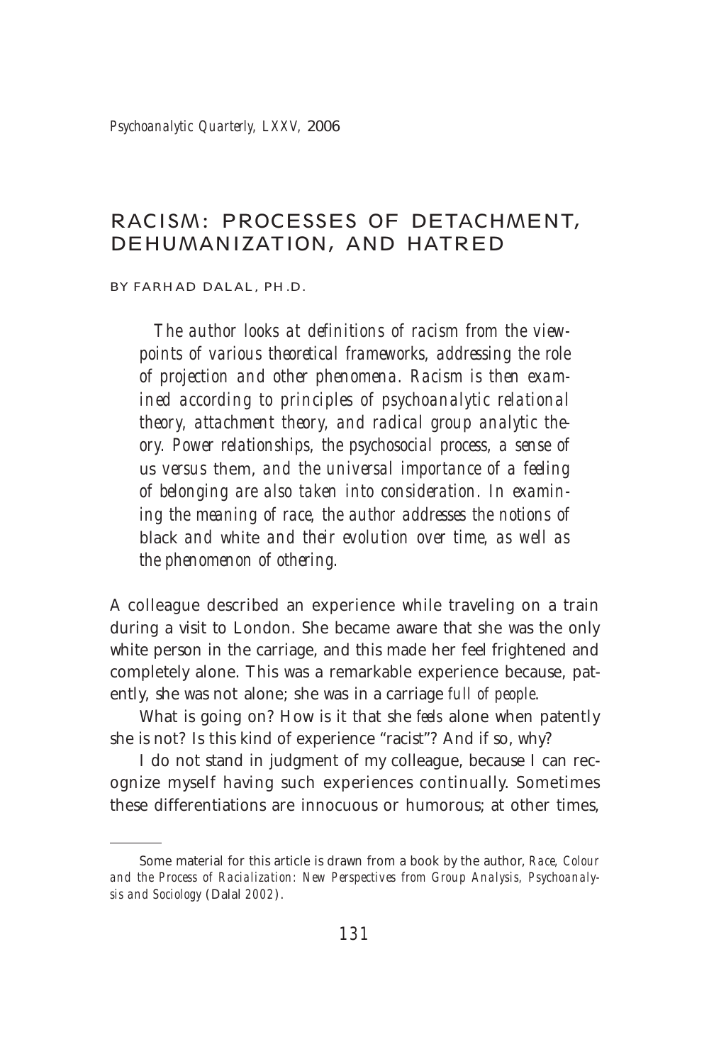# RACISM: PROCESSES OF DETACHMENT, DEHUMANIZATION, AND HATRED

BY FARHAD DALAL, PH.D.

*The author looks at definitions of racism from the viewpoints of various theoretical frameworks, addressing the role of projection and other phenomena. Racism is then examined according to principles of psychoanalytic relational theory, attachment theory, and radical group analytic theory. Power relationships, the psychosocial process, a sense of* us *versus* them, *and the universal importance of a feeling of belonging are also taken into consideration. In examining the meaning of race, the author addresses the notions of* black *and* white *and their evolution over time, as well as the phenomenon of othering.*

A colleague described an experience while traveling on a train during a visit to London. She became aware that she was the only white person in the carriage, and this made her feel frightened and completely alone. This was a remarkable experience because, patently, she was not alone; she was in a carriage *full of people*.

What is going on? How is it that she *feels* alone when patently she is not? Is this kind of experience "racist"? And if so, why?

I do not stand in judgment of my colleague, because I can recognize myself having such experiences continually. Sometimes these differentiations are innocuous or humorous; at other times,

---

Some material for this article is drawn from a book by the author, *Race, Colour and the Process of Racialization: New Perspectives from Group Analysis, Psychoanalysis and Sociology* (Dalal 2002).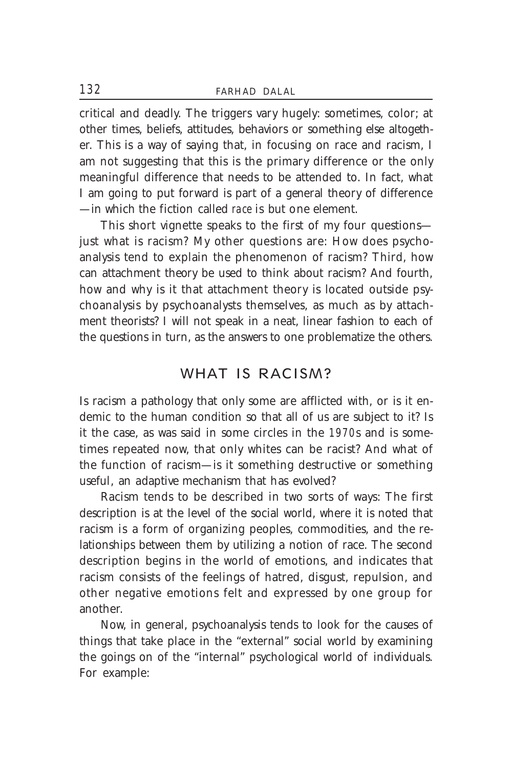critical and deadly. The triggers vary hugely: sometimes, color; at other times, beliefs, attitudes, behaviors or something else altogether. This is a way of saying that, in focusing on race and racism, I am not suggesting that this is the primary difference or the only meaningful difference that needs to be attended to. In fact, what I am going to put forward is part of a general theory of difference—in which the fiction called *race* is but one element.

This short vignette speaks to the first of my four questions—just what is racism? My other questions are: How does psychoanalysis tend to explain the phenomenon of racism? Third, how can attachment theory be used to think about racism? And fourth, how and why is it that attachment theory is located outside psychoanalysis by psychoanalysts themselves, as much as by attachment theorists? I will not speak in a neat, linear fashion to each of the questions in turn, as the answers to one problematize the others.

## WHAT IS RACISM?

Is racism a pathology that only some are afflicted with, or is it endemic to the human condition so that all of us are subject to it? Is it the case, as was said in some circles in the 1970s and is sometimes repeated now, that only whites can be racist? And what of the function of racism—is it something destructive or something useful, an adaptive mechanism that has evolved?

Racism tends to be described in two sorts of ways: The first description is at the level of the social world, where it is noted that racism is a form of organizing peoples, commodities, and the relationships between them by utilizing a notion of race. The second description begins in the world of emotions, and indicates that racism consists of the feelings of hatred, disgust, repulsion, and other negative emotions felt and expressed by one group for another.

Now, in general, psychoanalysis tends to look for the causes of things that take place in the "external" social world by examining the goings on of the "internal" psychological world of individuals. For example: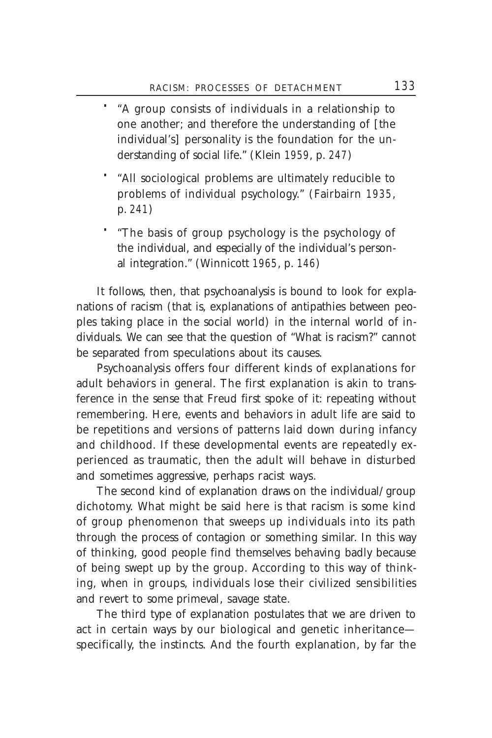- "A group consists of individuals in a relationship to one another; and therefore the understanding of [the individual's] personality is the foundation for the understanding of social life." (Klein 1959, p. 247)
- "All sociological problems are ultimately reducible to problems of individual psychology." (Fairbairn 1935, p. 241)
- "The basis of group psychology is the psychology of the individual, and especially of the individual's personal integration." (Winnicott 1965, p. 146)

It follows, then, that psychoanalysis is bound to look for explanations of racism (that is, explanations of antipathies between peoples taking place in the social world) in the internal world of individuals. We can see that the question of "What is racism?" cannot be separated from speculations about its causes.

Psychoanalysis offers four different kinds of explanations for adult behaviors in general. The first explanation is akin to transference in the sense that Freud first spoke of it: repeating without remembering. Here, events and behaviors in adult life are said to be repetitions and versions of patterns laid down during infancy and childhood. If these developmental events are repeatedly experienced as traumatic, then the adult will behave in disturbed and sometimes aggressive, perhaps racist ways.

The second kind of explanation draws on the individual/group dichotomy. What might be said here is that racism is some kind of group phenomenon that sweeps up individuals into its path through the process of contagion or something similar. In this way of thinking, good people find themselves behaving badly because of being swept up by the group. According to this way of thinking, when in groups, individuals lose their civilized sensibilities and revert to some primeval, savage state.

The third type of explanation postulates that we are driven to act in certain ways by our biological and genetic inheritance—specifically, the instincts. And the fourth explanation, by far the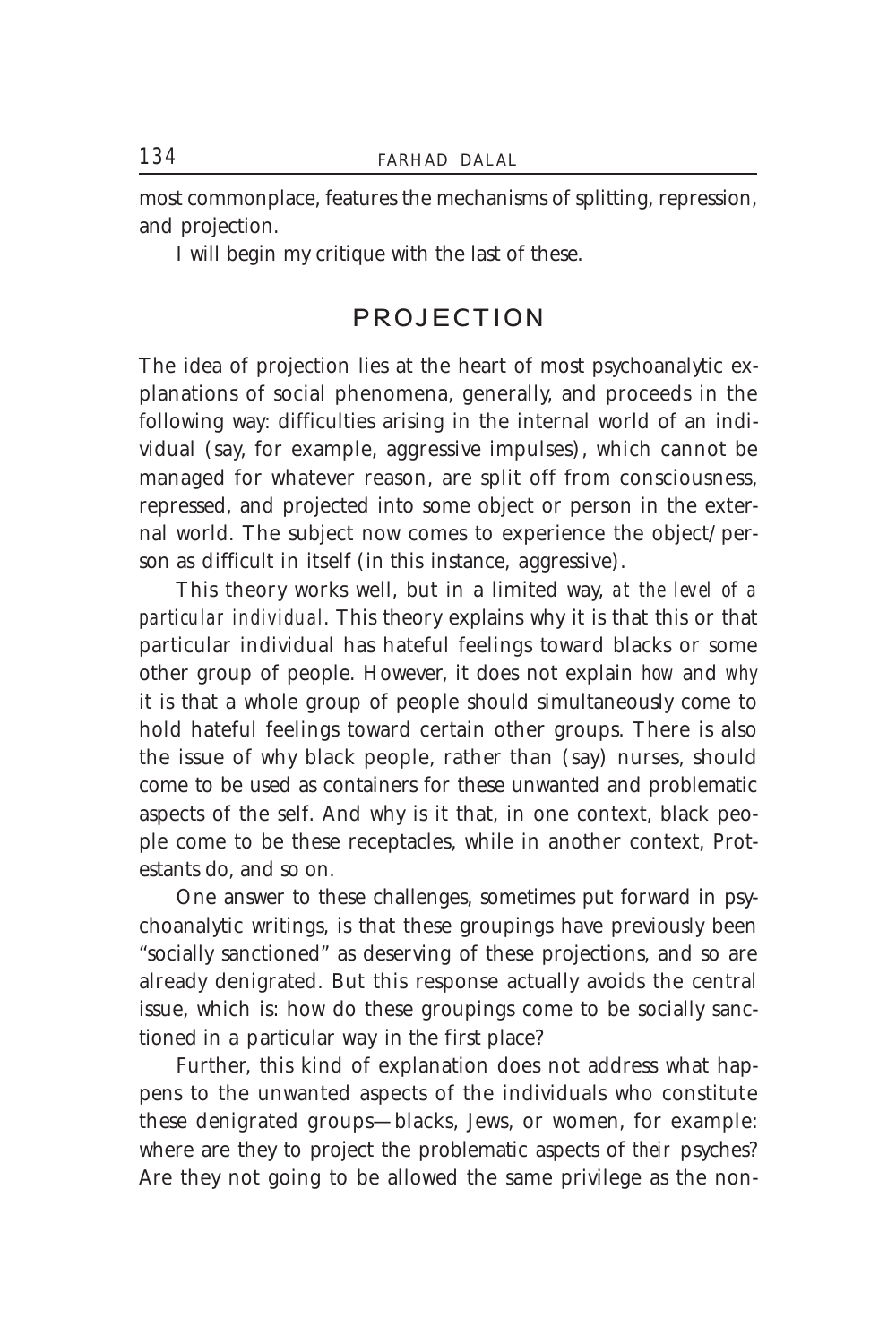most commonplace, features the mechanisms of splitting, repression, and projection.

I will begin my critique with the last of these.

## PROJECTION

The idea of projection lies at the heart of most psychoanalytic explanations of social phenomena, generally, and proceeds in the following way: difficulties arising in the internal world of an individual (say, for example, aggressive impulses), which cannot be managed for whatever reason, are split off from consciousness, repressed, and projected into some object or person in the external world. The subject now comes to experience the object/person as difficult in itself (in this instance, aggressive).

This theory works well, but in a limited way, *at the level of a particular individual*. This theory explains why it is that this or that particular individual has hateful feelings toward blacks or some other group of people. However, it does not explain *how* and *why* it is that a whole group of people should simultaneously come to hold hateful feelings toward certain other groups. There is also the issue of why black people, rather than (say) nurses, should come to be used as containers for these unwanted and problematic aspects of the self. And why is it that, in one context, black people come to be these receptacles, while in another context, Protestants do, and so on.

One answer to these challenges, sometimes put forward in psychoanalytic writings, is that these groupings have previously been "socially sanctioned" as deserving of these projections, and so are already denigrated. But this response actually avoids the central issue, which is: how do these groupings come to be socially sanctioned in a particular way in the first place?

Further, this kind of explanation does not address what happens to the unwanted aspects of the individuals who constitute these denigrated groups—blacks, Jews, or women, for example: where are they to project the problematic aspects of *their* psyches? Are they not going to be allowed the same privilege as the non-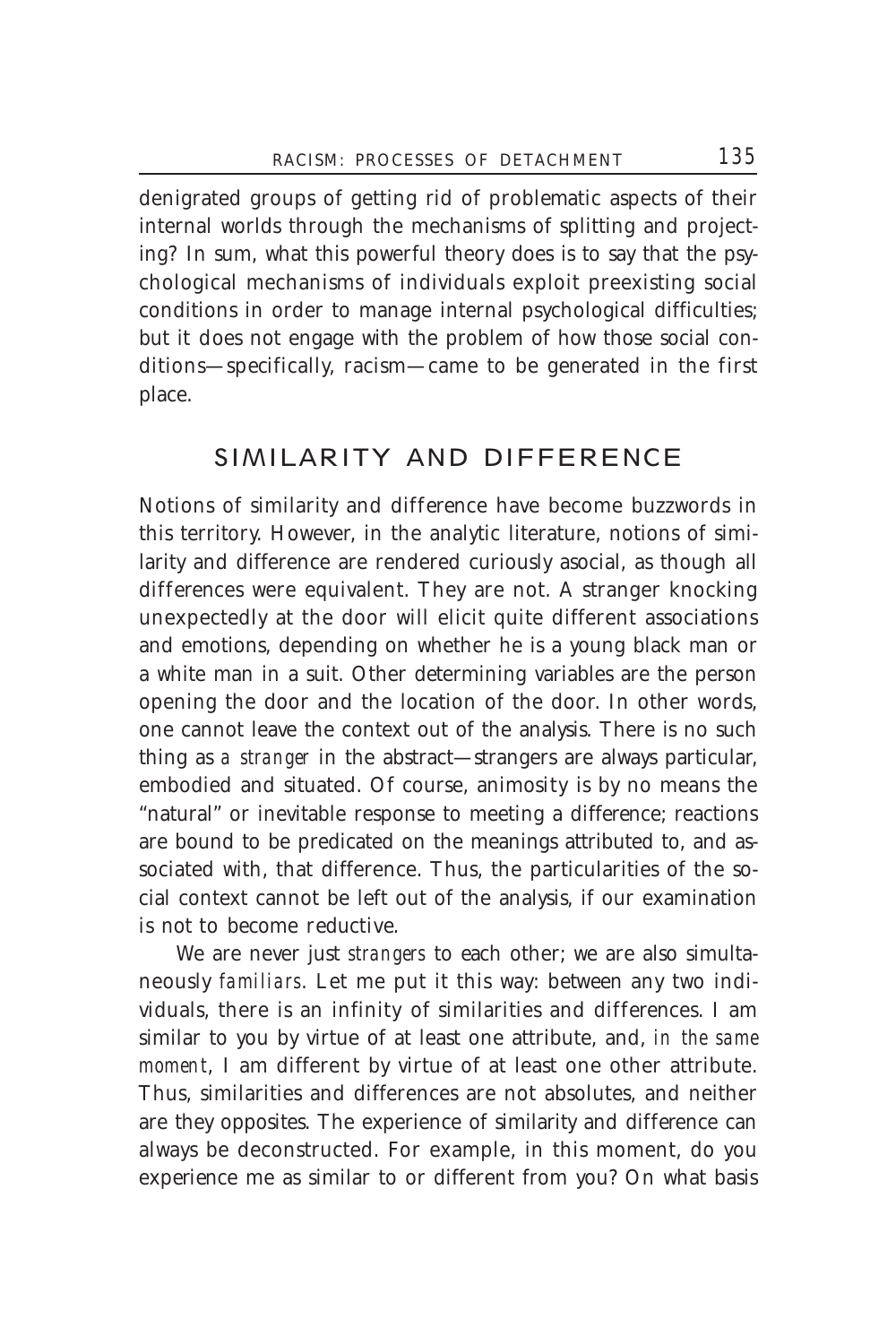denigrated groups of getting rid of problematic aspects of their internal worlds through the mechanisms of splitting and projecting? In sum, what this powerful theory does is to say that the psychological mechanisms of individuals exploit preexisting social conditions in order to manage internal psychological difficulties; but it does not engage with the problem of how those social conditions—specifically, racism—came to be generated in the first place.

## SIMILARITY AND DIFFERENCE

Notions of similarity and difference have become buzzwords in this territory. However, in the analytic literature, notions of similarity and difference are rendered curiously asocial, as though all differences were equivalent. They are not. A stranger knocking unexpectedly at the door will elicit quite different associations and emotions, depending on whether he is a young black man or a white man in a suit. Other determining variables are the person opening the door and the location of the door. In other words, one cannot leave the context out of the analysis. There is no such thing as *a stranger* in the abstract—strangers are always particular, embodied and situated. Of course, animosity is by no means the "natural" or inevitable response to meeting a difference; reactions are bound to be predicated on the meanings attributed to, and associated with, that difference. Thus, the particularities of the social context cannot be left out of the analysis, if our examination is not to become reductive.

We are never just *strangers* to each other; we are also simultaneously *familiars*. Let me put it this way: between any two individuals, there is an infinity of similarities and differences. I am similar to you by virtue of at least one attribute, and, *in the same moment*, I am different by virtue of at least one other attribute. Thus, similarities and differences are not absolutes, and neither are they opposites. The experience of similarity and difference can always be deconstructed. For example, in this moment, do you experience me as similar to or different from you? On what basis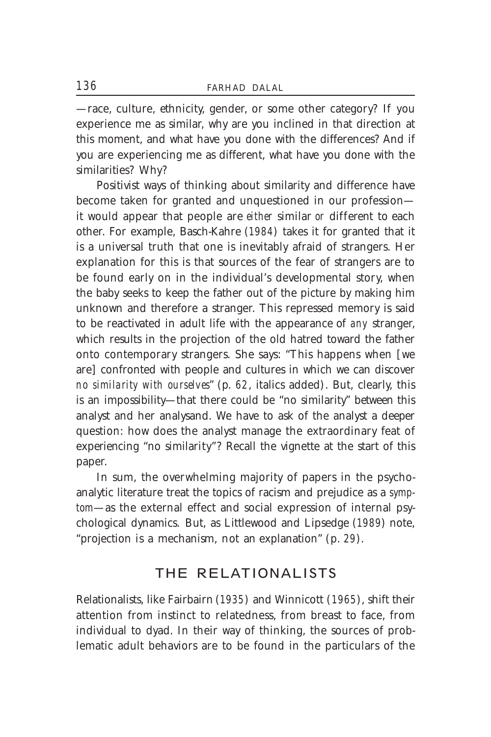—race, culture, ethnicity, gender, or some other category? If you experience me as similar, why are you inclined in that direction at this moment, and what have you done with the differences? And if you are experiencing me as different, what have you done with the similarities? Why?

Positivist ways of thinking about similarity and difference have become taken for granted and unquestioned in our profession—it would appear that people are *either* similar *or* different to each other. For example, Basch-Kahre (1984) takes it for granted that it is a universal truth that one is inevitably afraid of strangers. Her explanation for this is that sources of the fear of strangers are to be found early on in the individual's developmental story, when the baby seeks to keep the father out of the picture by making him unknown and therefore a stranger. This repressed memory is said to be reactivated in adult life with the appearance of *any* stranger, which results in the projection of the old hatred toward the father onto contemporary strangers. She says: "This happens when [we are] confronted with people and cultures in which we can discover *no similarity with ourselves*" (p. 62, italics added). But, clearly, this is an impossibility—that there could be "no similarity" between this analyst and her analysand. We have to ask of the analyst a deeper question: how does the analyst manage the extraordinary feat of experiencing "no similarity"? Recall the vignette at the start of this paper.

In sum, the overwhelming majority of papers in the psychoanalytic literature treat the topics of racism and prejudice as a *symptom*—as the external effect and social expression of internal psychological dynamics. But, as Littlewood and Lipsedge (1989) note, "projection is a mechanism, not an explanation" (p. 29).

## THE RELATIONALISTS

Relationalists, like Fairbairn (1935) and Winnicott (1965), shift their attention from instinct to relatedness, from breast to face, from individual to dyad. In their way of thinking, the sources of problematic adult behaviors are to be found in the particulars of the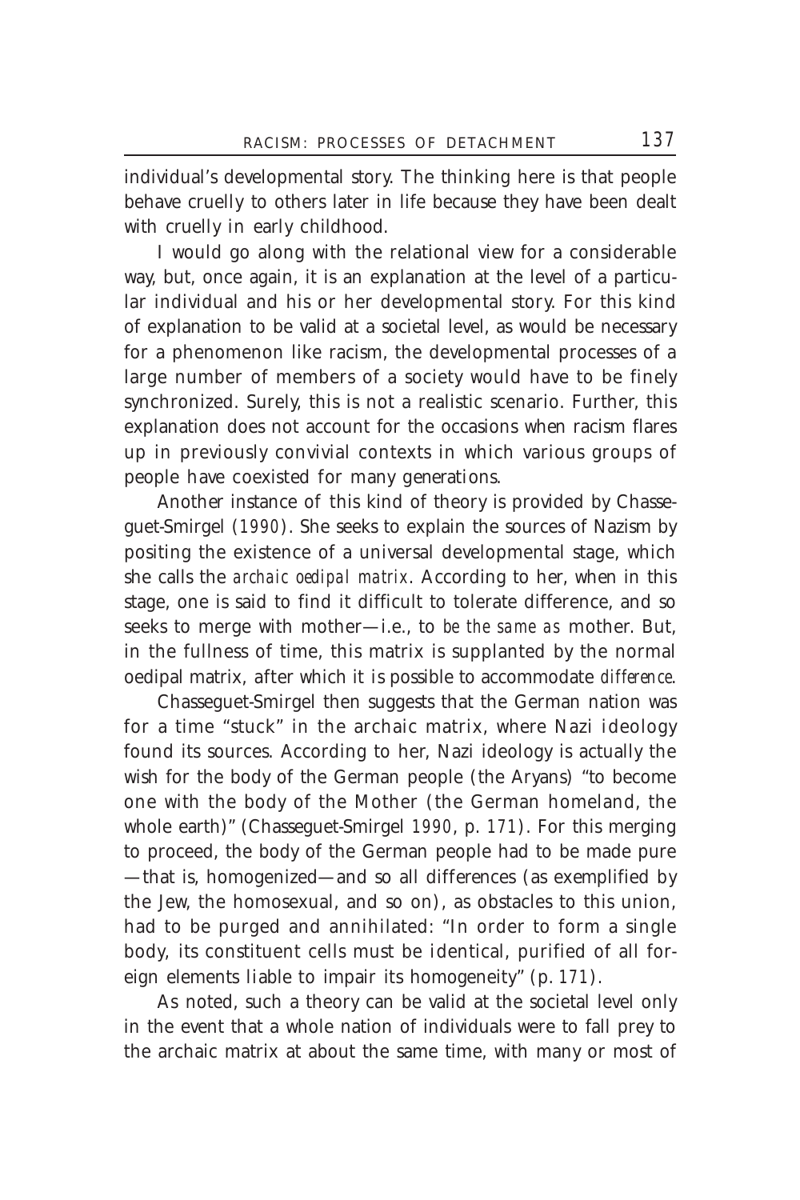individual's developmental story. The thinking here is that people behave cruelly to others later in life because they have been dealt with cruelly in early childhood.

I would go along with the relational view for a considerable way, but, once again, it is an explanation at the level of a particular individual and his or her developmental story. For this kind of explanation to be valid at a societal level, as would be necessary for a phenomenon like racism, the developmental processes of a large number of members of a society would have to be finely synchronized. Surely, this is not a realistic scenario. Further, this explanation does not account for the occasions when racism flares up in previously convivial contexts in which various groups of people have coexisted for many generations.

Another instance of this kind of theory is provided by Chasseguet-Smirgel (1990). She seeks to explain the sources of Nazism by positing the existence of a universal developmental stage, which she calls the *archaic oedipal matrix*. According to her, when in this stage, one is said to find it difficult to tolerate difference, and so seeks to merge with mother—i.e., to *be the same as* mother. But, in the fullness of time, this matrix is supplanted by the normal oedipal matrix, after which it is possible to accommodate *difference*.

Chasseguet-Smirgel then suggests that the German nation was for a time "stuck" in the archaic matrix, where Nazi ideology found its sources. According to her, Nazi ideology is actually the wish for the body of the German people (the Aryans) "to become one with the body of the Mother (the German homeland, the whole earth)" (Chasseguet-Smirgel 1990, p. 171). For this merging to proceed, the body of the German people had to be made pure—that is, homogenized—and so all differences (as exemplified by the Jew, the homosexual, and so on), as obstacles to this union, had to be purged and annihilated: "In order to form a single body, its constituent cells must be identical, purified of all foreign elements liable to impair its homogeneity" (p. 171).

As noted, such a theory can be valid at the societal level only in the event that a whole nation of individuals were to fall prey to the archaic matrix at about the same time, with many or most of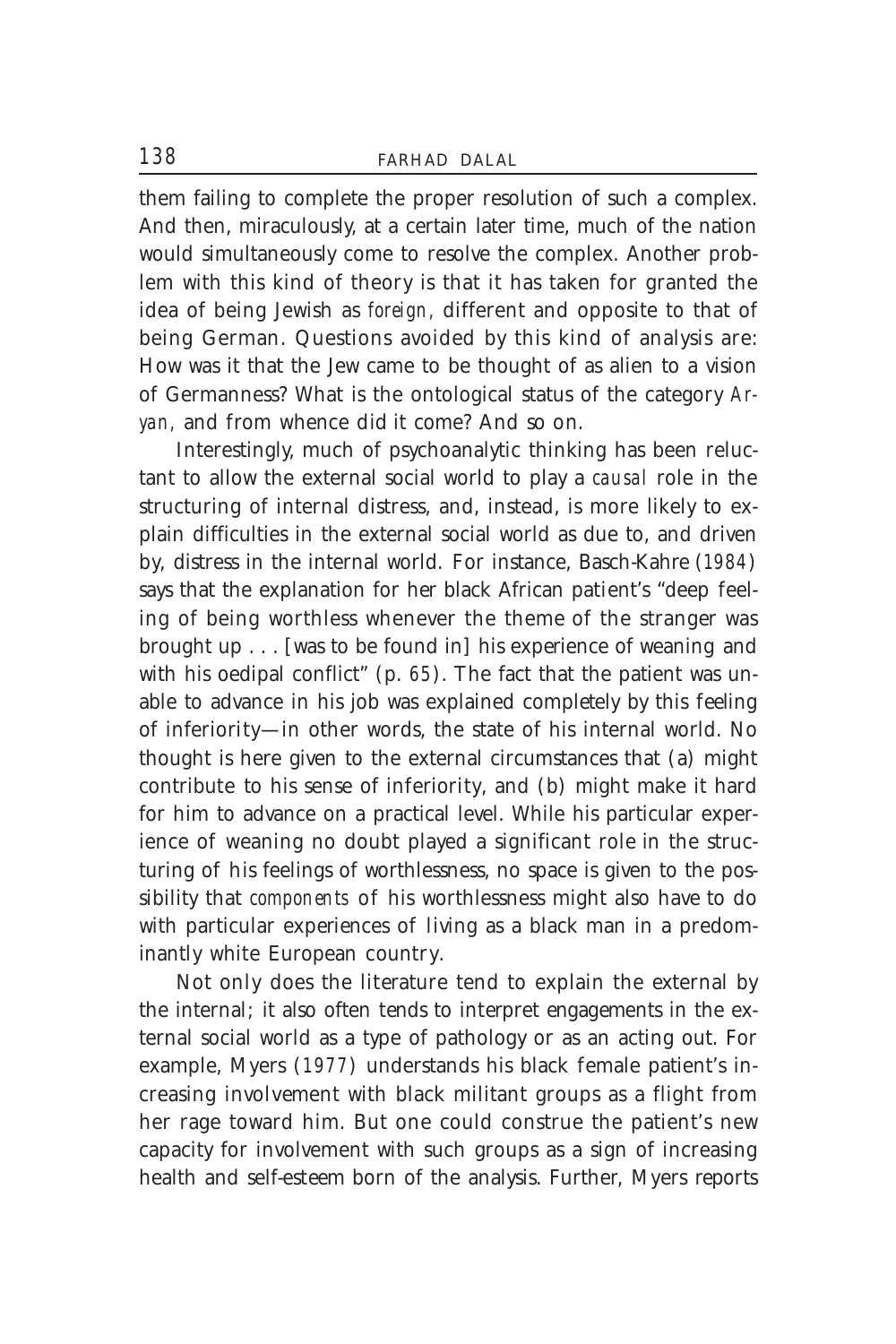them failing to complete the proper resolution of such a complex. And then, miraculously, at a certain later time, much of the nation would simultaneously come to resolve the complex. Another problem with this kind of theory is that it has taken for granted the idea of being Jewish as *foreign*, different and opposite to that of being German. Questions avoided by this kind of analysis are: How was it that the Jew came to be thought of as alien to a vision of Germanness? What is the ontological status of the category *Aryan*, and from whence did it come? And so on.

Interestingly, much of psychoanalytic thinking has been reluctant to allow the external social world to play a *causal* role in the structuring of internal distress, and, instead, is more likely to explain difficulties in the external social world as due to, and driven by, distress in the internal world. For instance, Basch-Kahre (1984) says that the explanation for her black African patient's "deep feeling of being worthless whenever the theme of the stranger was brought up . . . [was to be found in] his experience of weaning and with his oedipal conflict" (p. 65). The fact that the patient was unable to advance in his job was explained completely by this feeling of inferiority—in other words, the state of his internal world. No thought is here given to the external circumstances that (a) might contribute to his sense of inferiority, and (b) might make it hard for him to advance on a practical level. While his particular experience of weaning no doubt played a significant role in the structuring of his feelings of worthlessness, no space is given to the possibility that *components* of his worthlessness might also have to do with particular experiences of living as a black man in a predominantly white European country.

Not only does the literature tend to explain the external by the internal; it also often tends to interpret engagements in the external social world as a type of pathology or as an acting out. For example, Myers (1977) understands his black female patient's increasing involvement with black militant groups as a flight from her rage toward him. But one could construe the patient's new capacity for involvement with such groups as a sign of increasing health and self-esteem born of the analysis. Further, Myers reports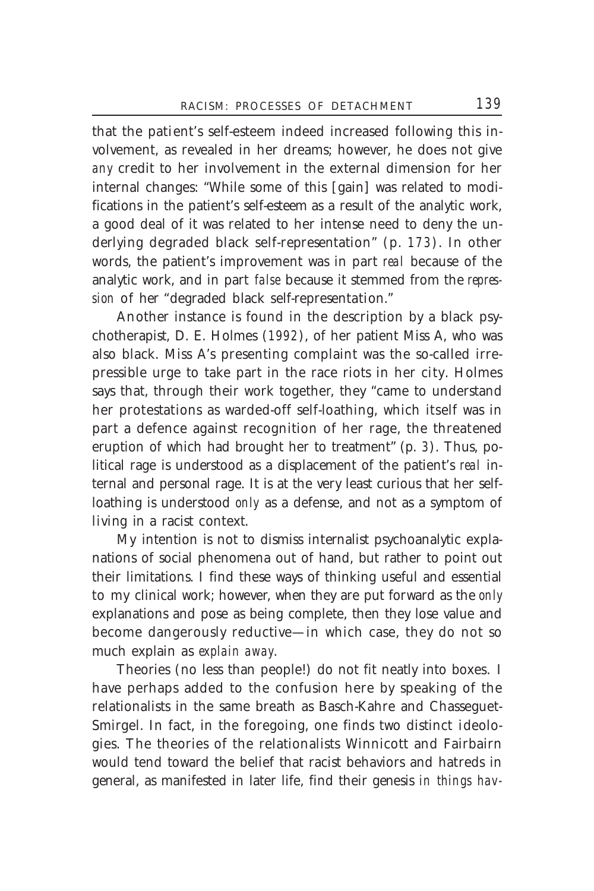that the patient's self-esteem indeed increased following this involvement, as revealed in her dreams; however, he does not give *any* credit to her involvement in the external dimension for her internal changes: "While some of this [gain] was related to modifications in the patient's self-esteem as a result of the analytic work, a good deal of it was related to her intense need to deny the underlying degraded black self-representation" (p. 173). In other words, the patient's improvement was in part *real* because of the analytic work, and in part *false* because it stemmed from the *repression* of her "degraded black self-representation."

Another instance is found in the description by a black psychotherapist, D. E. Holmes (1992), of her patient Miss A, who was also black. Miss A's presenting complaint was the so-called irrepressible urge to take part in the race riots in her city. Holmes says that, through their work together, they "came to understand her protestations as warded-off self-loathing, which itself was in part a defence against recognition of her rage, the threatened eruption of which had brought her to treatment" (p. 3). Thus, political rage is understood as a displacement of the patient's *real* internal and personal rage. It is at the very least curious that her self-loathing is understood *only* as a defense, and not as a symptom of living in a racist context.

My intention is not to dismiss internalist psychoanalytic explanations of social phenomena out of hand, but rather to point out their limitations. I find these ways of thinking useful and essential to my clinical work; however, when they are put forward as the *only* explanations and pose as being complete, then they lose value and become dangerously reductive—in which case, they do not so much explain as *explain away*.

Theories (no less than people!) do not fit neatly into boxes. I have perhaps added to the confusion here by speaking of the relationalists in the same breath as Basch-Kahre and Chasseguet-Smirgel. In fact, in the foregoing, one finds two distinct ideologies. The theories of the relationalists Winnicott and Fairbairn would tend toward the belief that racist behaviors and hatreds in general, as manifested in later life, find their genesis *in things hav-*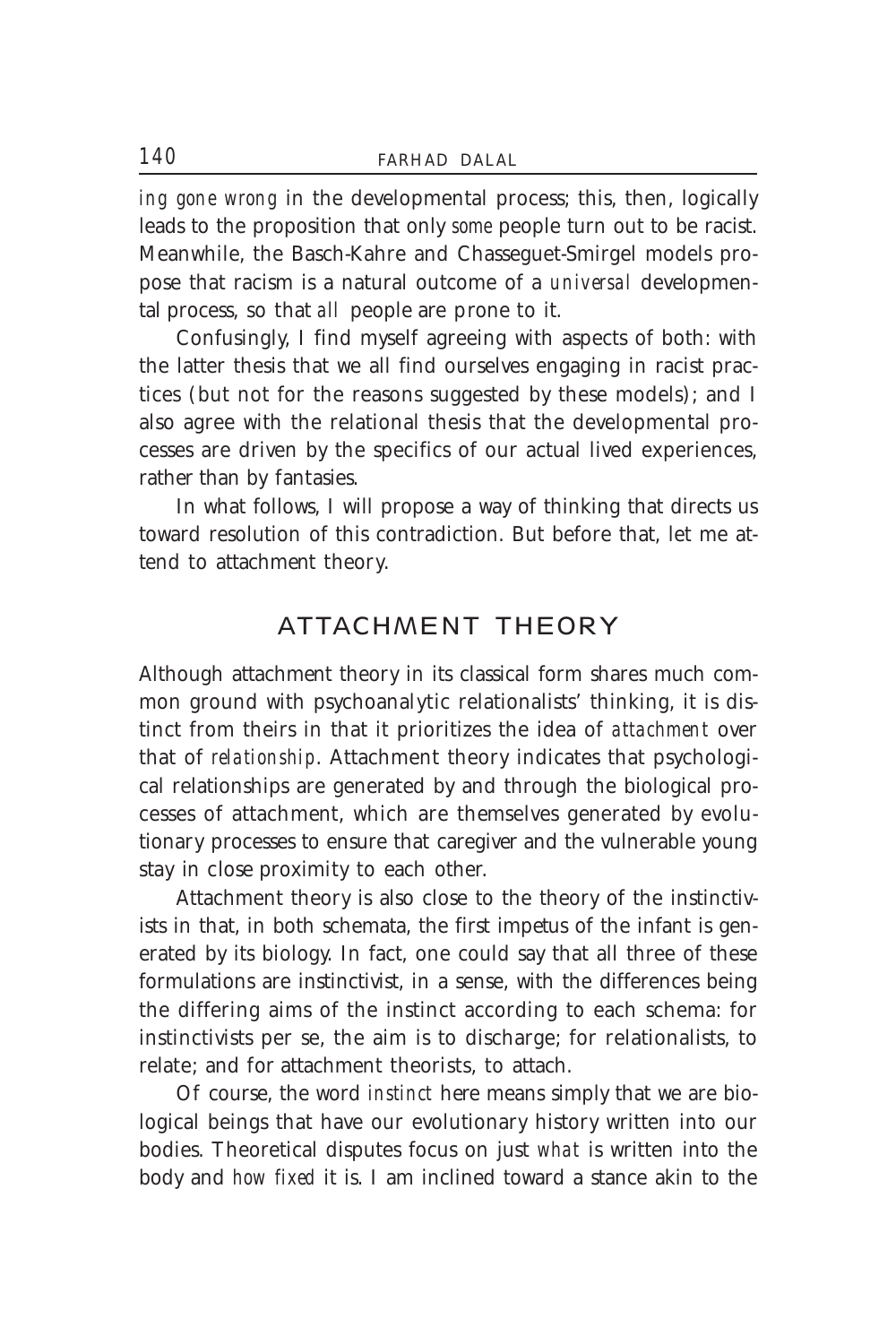*ing gone wrong* in the developmental process; this, then, logically leads to the proposition that only *some* people turn out to be racist. Meanwhile, the Basch-Kahre and Chasseguet-Smirgel models propose that racism is a natural outcome of a *universal* developmental process, so that *all* people are prone to it.

Confusingly, I find myself agreeing with aspects of both: with the latter thesis that we all find ourselves engaging in racist practices (but not for the reasons suggested by these models); and I also agree with the relational thesis that the developmental processes are driven by the specifics of our actual lived experiences, rather than by fantasies.

In what follows, I will propose a way of thinking that directs us toward resolution of this contradiction. But before that, let me attend to attachment theory.

## ATTACHMENT THEORY

Although attachment theory in its classical form shares much common ground with psychoanalytic relationalists' thinking, it is distinct from theirs in that it prioritizes the idea of *attachment* over that of *relationship*. Attachment theory indicates that psychological relationships are generated by and through the biological processes of attachment, which are themselves generated by evolutionary processes to ensure that caregiver and the vulnerable young stay in close proximity to each other.

Attachment theory is also close to the theory of the instinctivists in that, in both schemata, the first impetus of the infant is generated by its biology. In fact, one could say that all three of these formulations are instinctivist, in a sense, with the differences being the differing aims of the instinct according to each schema: for instinctivists per se, the aim is to discharge; for relationalists, to relate; and for attachment theorists, to attach.

Of course, the word *instinct* here means simply that we are biological beings that have our evolutionary history written into our bodies. Theoretical disputes focus on just *what* is written into the body and *how fixed* it is. I am inclined toward a stance akin to the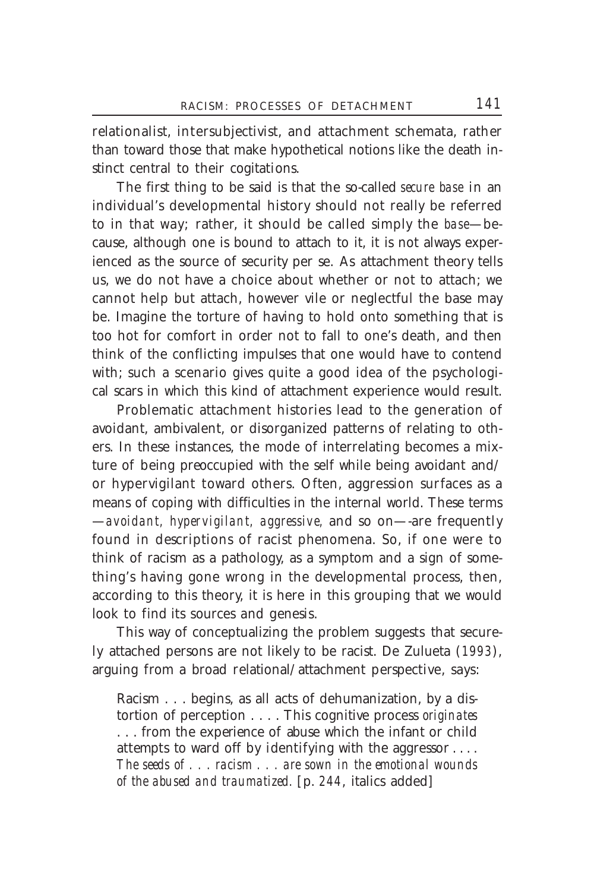relationalist, intersubjectivist, and attachment schemata, rather than toward those that make hypothetical notions like the death instinct central to their cogitations.

The first thing to be said is that the so-called *secure base* in an individual's developmental history should not really be referred to in that way; rather, it should be called simply the *base*—because, although one is bound to attach to it, it is not always experienced as the source of security per se. As attachment theory tells us, we do not have a choice about whether or not to attach; we cannot help but attach, however vile or neglectful the base may be. Imagine the torture of having to hold onto something that is too hot for comfort in order not to fall to one's death, and then think of the conflicting impulses that one would have to contend with; such a scenario gives quite a good idea of the psychological scars in which this kind of attachment experience would result.

Problematic attachment histories lead to the generation of avoidant, ambivalent, or disorganized patterns of relating to others. In these instances, the mode of interrelating becomes a mixture of being preoccupied with the self while being avoidant and/or hypervigilant toward others. Often, aggression surfaces as a means of coping with difficulties in the internal world. These terms —*avoidant, hypervigilant, aggressive,* and so on—-are frequently found in descriptions of racist phenomena. So, if one were to think of racism as a pathology, as a symptom and a sign of something's having gone wrong in the developmental process, then, according to this theory, it is here in this grouping that we would look to find its sources and genesis.

This way of conceptualizing the problem suggests that securely attached persons are not likely to be racist. De Zulueta (1993), arguing from a broad relational/attachment perspective, says:

> Racism . . . begins, as all acts of dehumanization, by a distortion of perception . . . . This cognitive process *originates* . . . from the experience of abuse which the infant or child attempts to ward off by identifying with the aggressor . . . . *The seeds of . . . racism . . . are sown in the emotional wounds of the abused and traumatized.* [p. 244, italics added]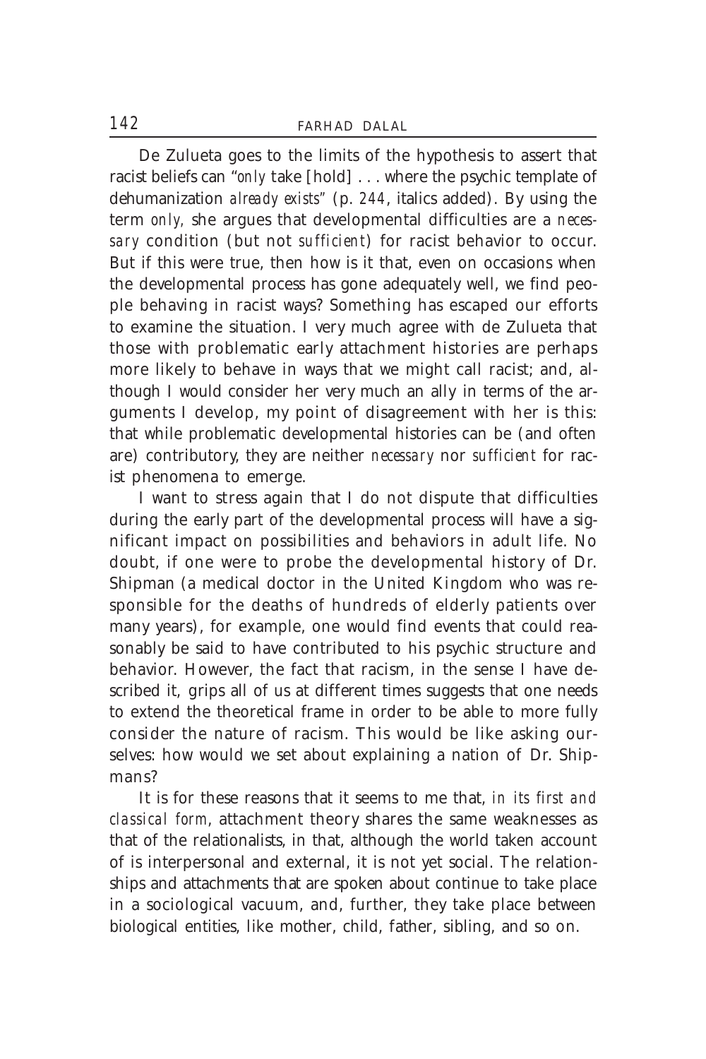De Zulueta goes to the limits of the hypothesis to assert that racist beliefs can "*only* take [hold] . . . where the psychic template of dehumanization *already exists*" (p. *244*, italics added). By using the term *only,* she argues that developmental difficulties are a *necessary* condition (but not *sufficient*) for racist behavior to occur. But if this were true, then how is it that, even on occasions when the developmental process has gone adequately well, we find people behaving in racist ways? Something has escaped our efforts to examine the situation. I very much agree with de Zulueta that those with problematic early attachment histories are perhaps more likely to behave in ways that we might call racist; and, although I would consider her very much an ally in terms of the arguments I develop, my point of disagreement with her is this: that while problematic developmental histories can be (and often are) contributory, they are neither *necessary* nor *sufficient* for racist phenomena to emerge.

I want to stress again that I do not dispute that difficulties during the early part of the developmental process will have a significant impact on possibilities and behaviors in adult life. No doubt, if one were to probe the developmental history of Dr. Shipman (a medical doctor in the United Kingdom who was responsible for the deaths of hundreds of elderly patients over many years), for example, one would find events that could reasonably be said to have contributed to his psychic structure and behavior. However, the fact that racism, in the sense I have described it, grips all of us at different times suggests that one needs to extend the theoretical frame in order to be able to more fully consider the nature of racism. This would be like asking ourselves: how would we set about explaining a nation of Dr. Shipmans?

It is for these reasons that it seems to me that, *in its first and classical form*, attachment theory shares the same weaknesses as that of the relationalists, in that, although the world taken account of is interpersonal and external, it is not yet social. The relationships and attachments that are spoken about continue to take place in a sociological vacuum, and, further, they take place between biological entities, like mother, child, father, sibling, and so on.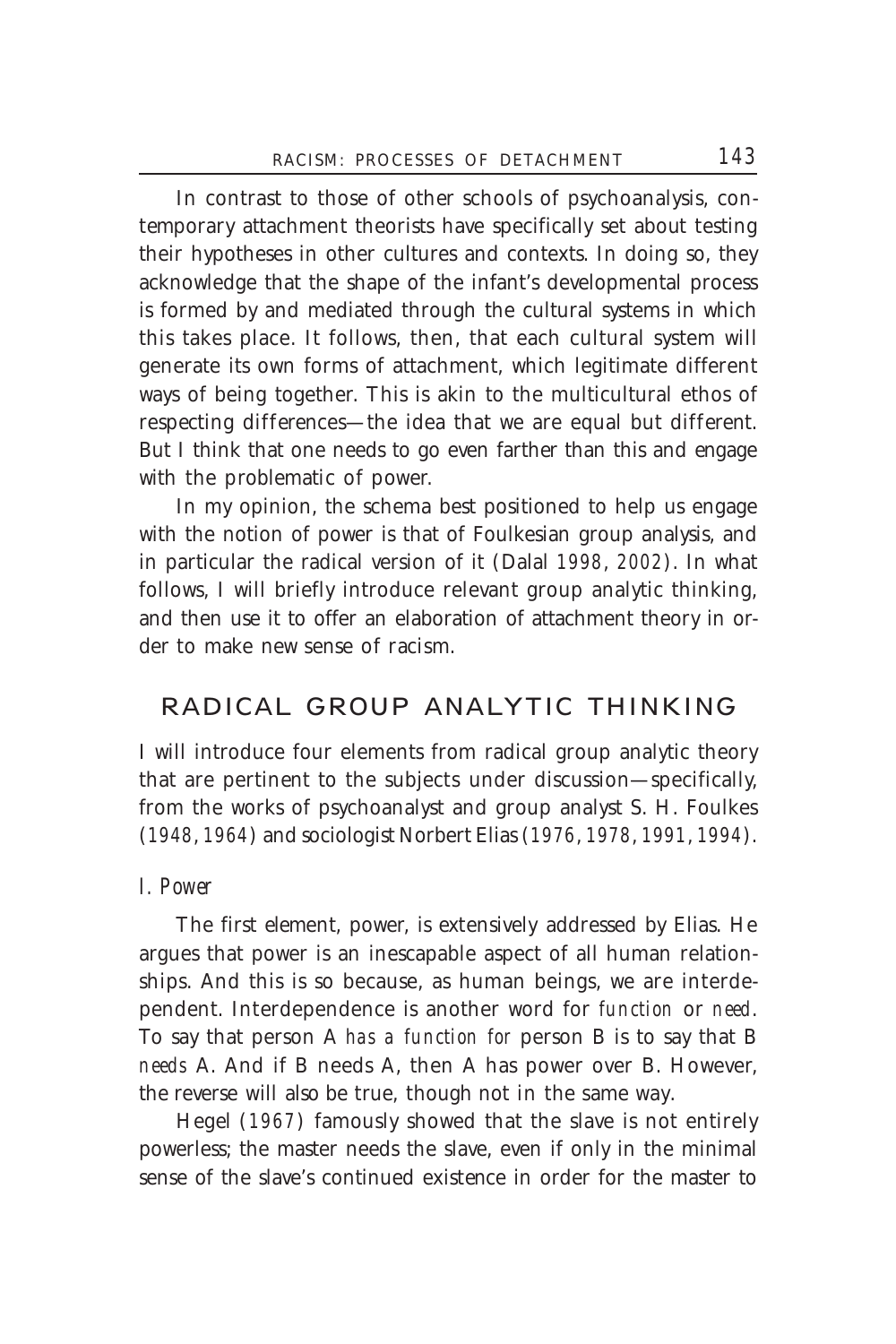In contrast to those of other schools of psychoanalysis, contemporary attachment theorists have specifically set about testing their hypotheses in other cultures and contexts. In doing so, they acknowledge that the shape of the infant's developmental process is formed by and mediated through the cultural systems in which this takes place. It follows, then, that each cultural system will generate its own forms of attachment, which legitimate different ways of being together. This is akin to the multicultural ethos of respecting differences—the idea that we are equal but different. But I think that one needs to go even farther than this and engage with the problematic of power.

In my opinion, the schema best positioned to help us engage with the notion of power is that of Foulkesian group analysis, and in particular the radical version of it (Dalal *1998*, *2002*). In what follows, I will briefly introduce relevant group analytic thinking, and then use it to offer an elaboration of attachment theory in order to make new sense of racism.

## RADICAL GROUP ANALYTIC THINKING

I will introduce four elements from radical group analytic theory that are pertinent to the subjects under discussion—specifically, from the works of psychoanalyst and group analyst S. H. Foulkes (*1948*, *1964*) and sociologist Norbert Elias (*1976*, *1978*, *1991*, *1994*).

### *I. Power*

The first element, power, is extensively addressed by Elias. He argues that power is an inescapable aspect of all human relationships. And this is so because, as human beings, we are interdependent. Interdependence is another word for *function* or *need*. To say that person A *has a function for* person B is to say that B *needs* A. And if B needs A, then A has power over B. However, the reverse will also be true, though not in the same way.

Hegel (*1967*) famously showed that the slave is not entirely powerless; the master needs the slave, even if only in the minimal sense of the slave's continued existence in order for the master to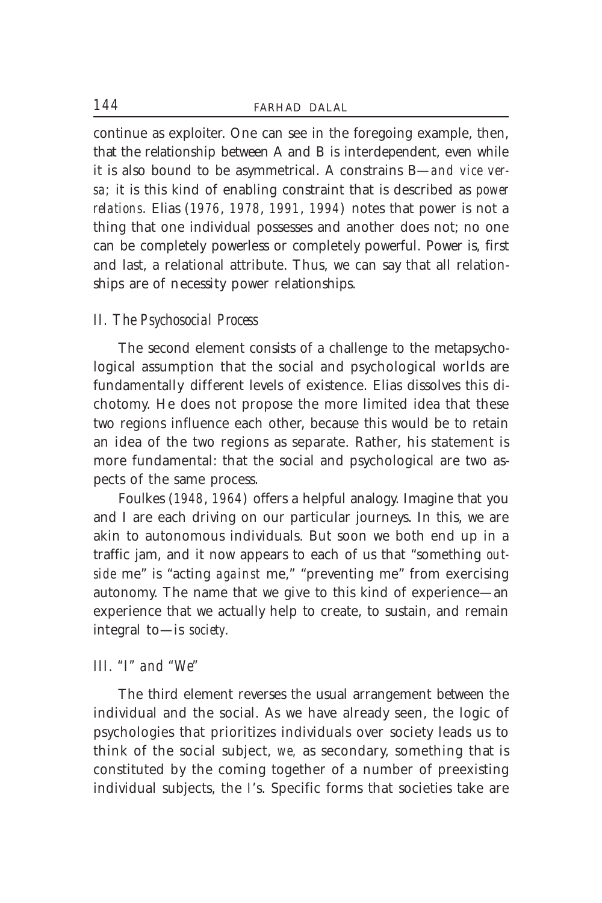continue as exploiter. One can see in the foregoing example, then, that the relationship between A and B is interdependent, even while it is also bound to be asymmetrical. A constrains B—*and vice versa;* it is this kind of enabling constraint that is described as *power relations*. Elias (1976, 1978, 1991, 1994) notes that power is not a thing that one individual possesses and another does not; no one can be completely powerless or completely powerful. Power is, first and last, a relational attribute. Thus, we can say that all relationships are of necessity power relationships.

### *II. The Psychosocial Process*

The second element consists of a challenge to the metapsychological assumption that the social and psychological worlds are fundamentally different levels of existence. Elias dissolves this dichotomy. He does not propose the more limited idea that these two regions influence each other, because this would be to retain an idea of the two regions as separate. Rather, his statement is more fundamental: that the social and psychological are two aspects of the same process.

Foulkes (1948, 1964) offers a helpful analogy. Imagine that you and I are each driving on our particular journeys. In this, we are akin to autonomous individuals. But soon we both end up in a traffic jam, and it now appears to each of us that "something *outside* me" is "acting *against* me," "preventing me" from exercising autonomy. The name that we give to this kind of experience—an experience that we actually help to create, to sustain, and remain integral to—is *society*.

### *III. "I" and "We"*

The third element reverses the usual arrangement between the individual and the social. As we have already seen, the logic of psychologies that prioritizes individuals over society leads us to think of the social subject, *we,* as secondary, something that is constituted by the coming together of a number of preexisting individual subjects, the *I*'s. Specific forms that societies take are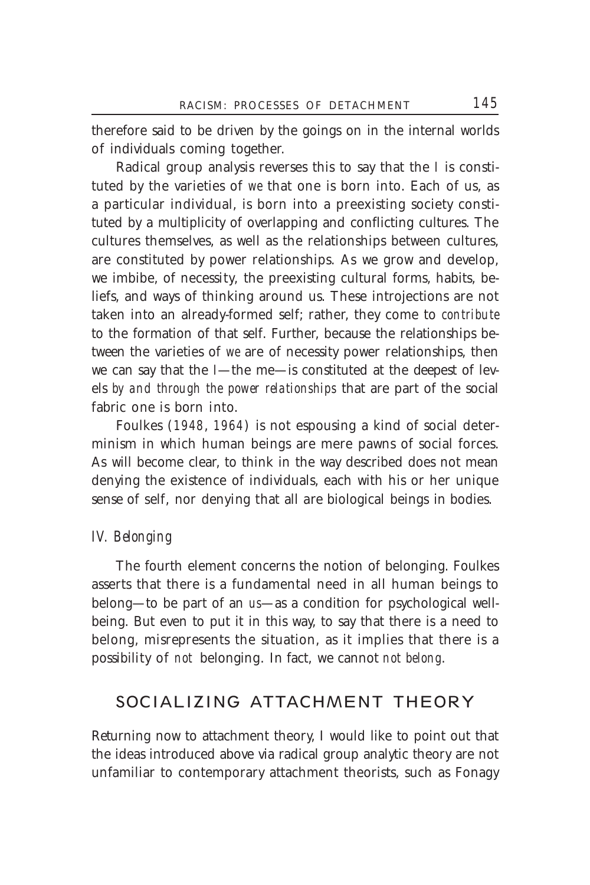therefore said to be driven by the goings on in the internal worlds of individuals coming together.

Radical group analysis reverses this to say that the *I* is constituted by the varieties of *we* that one is born into. Each of us, as a particular individual, is born into a preexisting society constituted by a multiplicity of overlapping and conflicting cultures. The cultures themselves, as well as the relationships between cultures, are constituted by power relationships. As we grow and develop, we imbibe, of necessity, the preexisting cultural forms, habits, beliefs, and ways of thinking around us. These introjections are not taken into an already-formed self; rather, they come to *contribute* to the formation of that self. Further, because the relationships between the varieties of *we* are of necessity power relationships, then we can say that the I—the me—is constituted at the deepest of levels *by and through the power relationships* that are part of the social fabric one is born into.

Foulkes (1948, 1964) is not espousing a kind of social determinism in which human beings are mere pawns of social forces. As will become clear, to think in the way described does not mean denying the existence of individuals, each with his or her unique sense of self, nor denying that all are biological beings in bodies.

### *IV. Belonging*

The fourth element concerns the notion of belonging. Foulkes asserts that there is a fundamental need in all human beings to belong—to be part of an *us*—as a condition for psychological wellbeing. But even to put it in this way, to say that there is a need to belong, misrepresents the situation, as it implies that there is a possibility of *not* belonging. In fact, we cannot *not belong*.

## SOCIALIZING ATTACHMENT THEORY

Returning now to attachment theory, I would like to point out that the ideas introduced above via radical group analytic theory are not unfamiliar to contemporary attachment theorists, such as Fonagy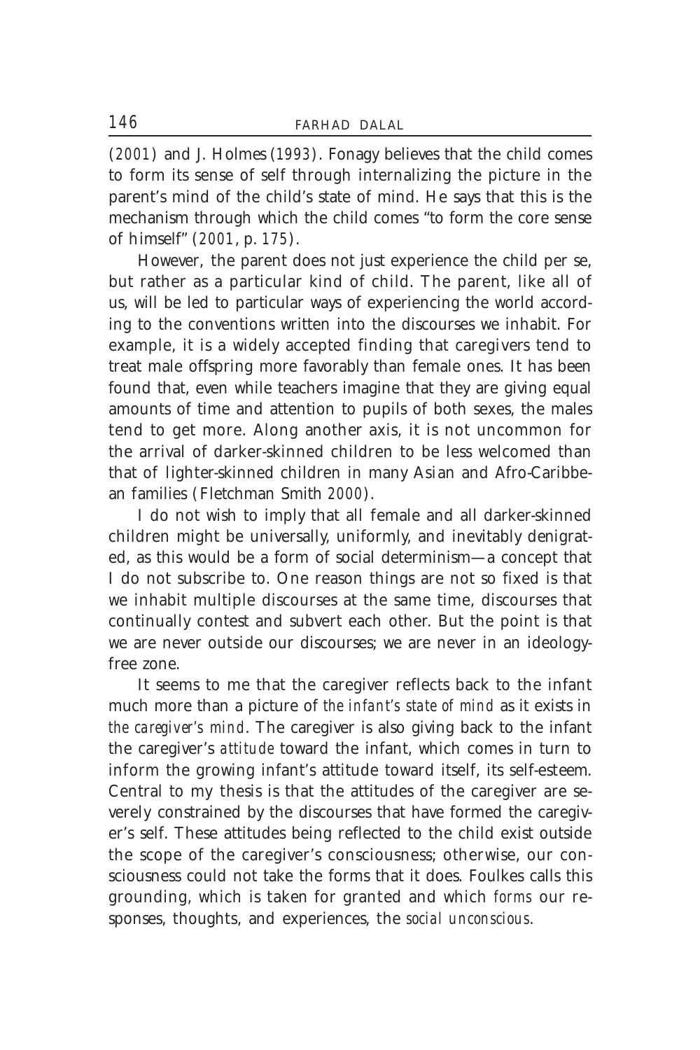(2001) and J. Holmes (1993). Fonagy believes that the child comes to form its sense of self through internalizing the picture in the parent's mind of the child's state of mind. He says that this is the mechanism through which the child comes "to form the core sense of himself" (2001, p. 175).

However, the parent does not just experience the child per se, but rather as a particular kind of child. The parent, like all of us, will be led to particular ways of experiencing the world according to the conventions written into the discourses we inhabit. For example, it is a widely accepted finding that caregivers tend to treat male offspring more favorably than female ones. It has been found that, even while teachers imagine that they are giving equal amounts of time and attention to pupils of both sexes, the males tend to get more. Along another axis, it is not uncommon for the arrival of darker-skinned children to be less welcomed than that of lighter-skinned children in many Asian and Afro-Caribbean families (Fletchman Smith 2000).

I do not wish to imply that all female and all darker-skinned children might be universally, uniformly, and inevitably denigrated, as this would be a form of social determinism—a concept that I do not subscribe to. One reason things are not so fixed is that we inhabit multiple discourses at the same time, discourses that continually contest and subvert each other. But the point is that we are never outside our discourses; we are never in an ideology-free zone.

It seems to me that the caregiver reflects back to the infant much more than a picture of *the infant's state of mind* as it exists in *the caregiver's mind*. The caregiver is also giving back to the infant the caregiver's *attitude* toward the infant, which comes in turn to inform the growing infant's attitude toward itself, its self-esteem. Central to my thesis is that the attitudes of the caregiver are severely constrained by the discourses that have formed the caregiver's self. These attitudes being reflected to the child exist outside the scope of the caregiver's consciousness; otherwise, our consciousness could not take the forms that it does. Foulkes calls this grounding, which is taken for granted and which *forms* our responses, thoughts, and experiences, the *social unconscious*.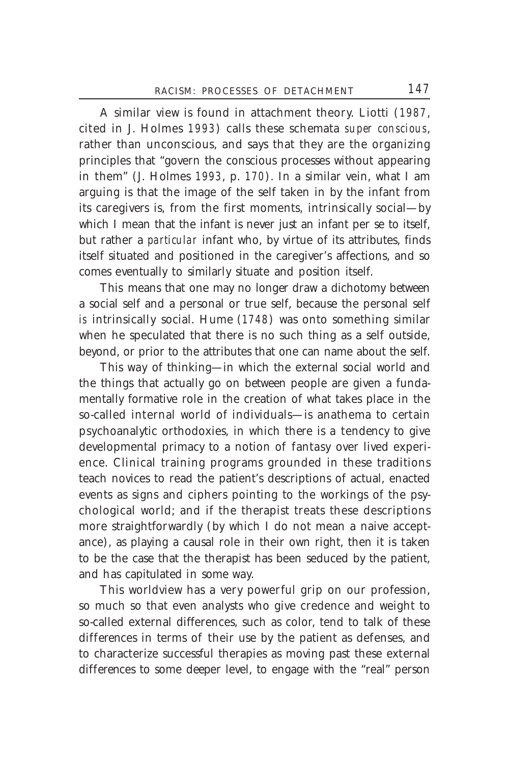A similar view is found in attachment theory. Liotti (1987, cited in J. Holmes 1993) calls these schemata *super conscious*, rather than unconscious, and says that they are the organizing principles that "govern the conscious processes without appearing in them" (J. Holmes 1993, p. 170). In a similar vein, what I am arguing is that the image of the self taken in by the infant from its caregivers is, from the first moments, intrinsically social—by which I mean that the infant is never just an infant per se to itself, but rather a *particular* infant who, by virtue of its attributes, finds itself situated and positioned in the caregiver's affections, and so comes eventually to similarly situate and position itself.

This means that one may no longer draw a dichotomy between a social self and a personal or true self, because the personal self *is* intrinsically social. Hume (1748) was onto something similar when he speculated that there is no such thing as a self outside, beyond, or prior to the attributes that one can name about the self.

This way of thinking—in which the external social world and the things that actually go on between people are given a fundamentally formative role in the creation of what takes place in the so-called internal world of individuals—is anathema to certain psychoanalytic orthodoxies, in which there is a tendency to give developmental primacy to a notion of fantasy over lived experience. Clinical training programs grounded in these traditions teach novices to read the patient's descriptions of actual, enacted events as signs and ciphers pointing to the workings of the psychological world; and if the therapist treats these descriptions more straightforwardly (by which I do not mean a naive acceptance), as playing a causal role in their own right, then it is taken to be the case that the therapist has been seduced by the patient, and has capitulated in some way.

This worldview has a very powerful grip on our profession, so much so that even analysts who give credence and weight to so-called external differences, such as color, tend to talk of these differences in terms of their use by the patient as defenses, and to characterize successful therapies as moving past these external differences to some deeper level, to engage with the "real" person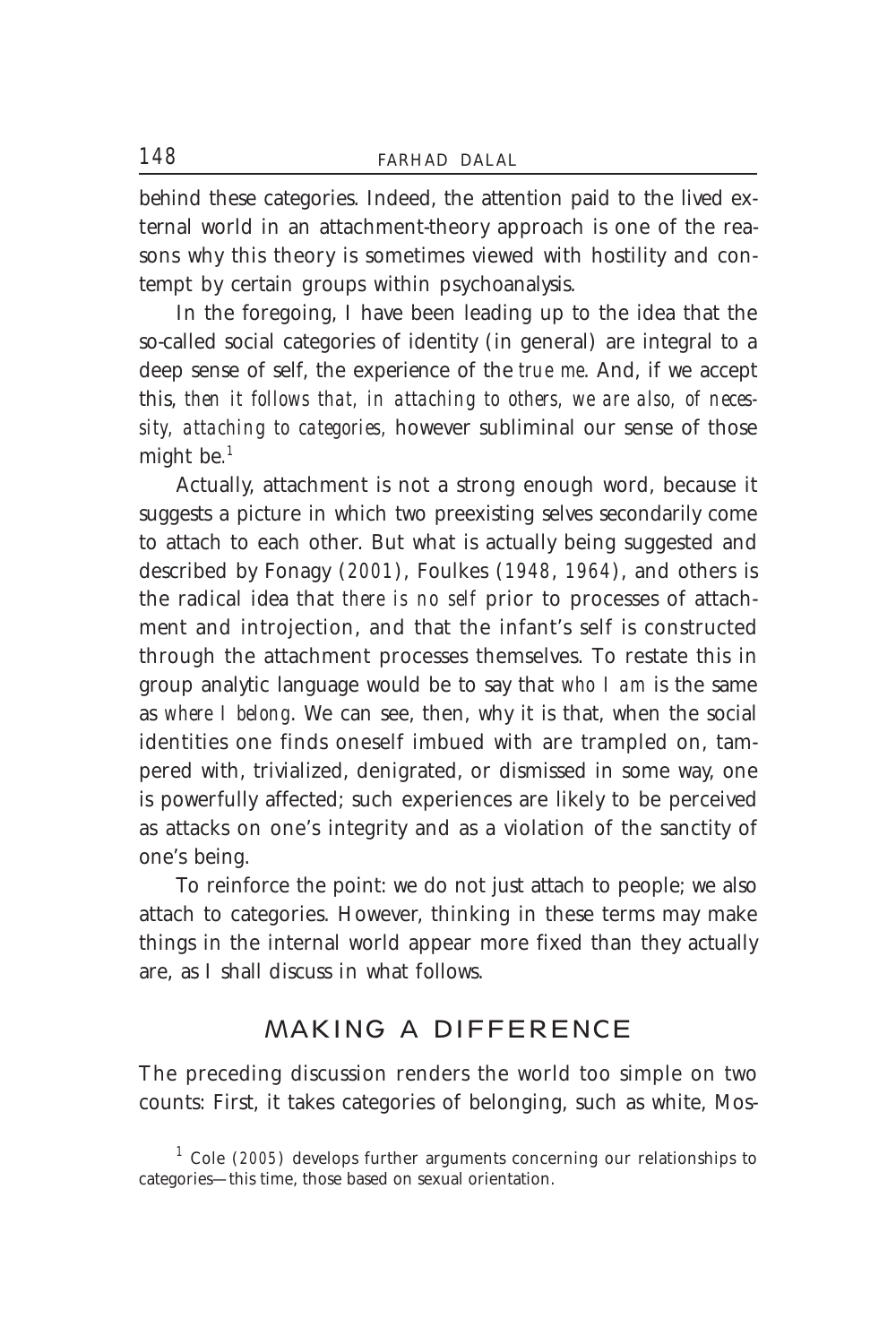behind these categories. Indeed, the attention paid to the lived external world in an attachment-theory approach is one of the reasons why this theory is sometimes viewed with hostility and contempt by certain groups within psychoanalysis.

In the foregoing, I have been leading up to the idea that the so-called social categories of identity (in general) are integral to a deep sense of self, the experience of the *true me*. And, if we accept this, *then it follows that, in attaching to others, we are also, of necessity, attaching to categories,* however subliminal our sense of those might be.[1]

Actually, attachment is not a strong enough word, because it suggests a picture in which two preexisting selves secondarily come to attach to each other. But what is actually being suggested and described by Fonagy (2001), Foulkes (1948, 1964), and others is the radical idea that *there is no self* prior to processes of attachment and introjection, and that the infant's self is constructed through the attachment processes themselves. To restate this in group analytic language would be to say that *who I am* is the same as *where I belong*. We can see, then, why it is that, when the social identities one finds oneself imbued with are trampled on, tampered with, trivialized, denigrated, or dismissed in some way, one is powerfully affected; such experiences are likely to be perceived as attacks on one's integrity and as a violation of the sanctity of one's being.

To reinforce the point: we do not just attach to people; we also attach to categories. However, thinking in these terms may make things in the internal world appear more fixed than they actually are, as I shall discuss in what follows.

## MAKING A DIFFERENCE

The preceding discussion renders the world too simple on two counts: First, it takes categories of belonging, such as white, Mos-

[1] Cole (2005) develops further arguments concerning our relationships to categories—this time, those based on sexual orientation.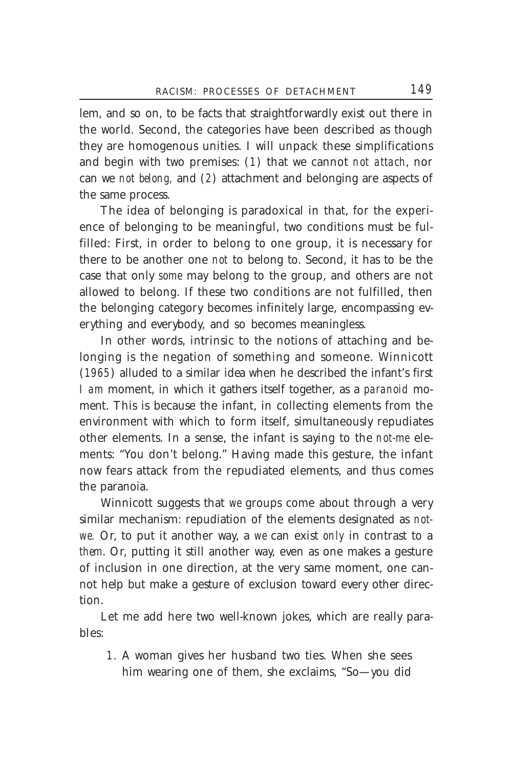lem, and so on, to be facts that straightforwardly exist out there in the world. Second, the categories have been described as though they are homogenous unities. I will unpack these simplifications and begin with two premises: (1) that we cannot *not attach*, nor can we *not belong,* and (2) attachment and belonging are aspects of the same process.

The idea of belonging is paradoxical in that, for the experience of belonging to be meaningful, two conditions must be fulfilled: First, in order to belong to one group, it is necessary for there to be another one *not* to belong to. Second, it has to be the case that only *some* may belong to the group, and others are not allowed to belong. If these two conditions are not fulfilled, then the belonging category becomes infinitely large, encompassing everything and everybody, and so becomes meaningless.

In other words, intrinsic to the notions of attaching and belonging is the negation of something and someone. Winnicott (1965) alluded to a similar idea when he described the infant's first *I am* moment, in which it gathers itself together, as a *paranoid* moment. This is because the infant, in collecting elements from the environment with which to form itself, simultaneously repudiates other elements. In a sense, the infant is saying to the *not-me* elements: "You don't belong." Having made this gesture, the infant now fears attack from the repudiated elements, and thus comes the paranoia.

Winnicott suggests that *we* groups come about through a very similar mechanism: repudiation of the elements designated as *not-we.* Or, to put it another way, a *we* can exist *only* in contrast to a *them*. Or, putting it still another way, even as one makes a gesture of inclusion in one direction, at the very same moment, one cannot help but make a gesture of exclusion toward every other direction.

Let me add here two well-known jokes, which are really parables:

1. A woman gives her husband two ties. When she sees him wearing one of them, she exclaims, "So—you did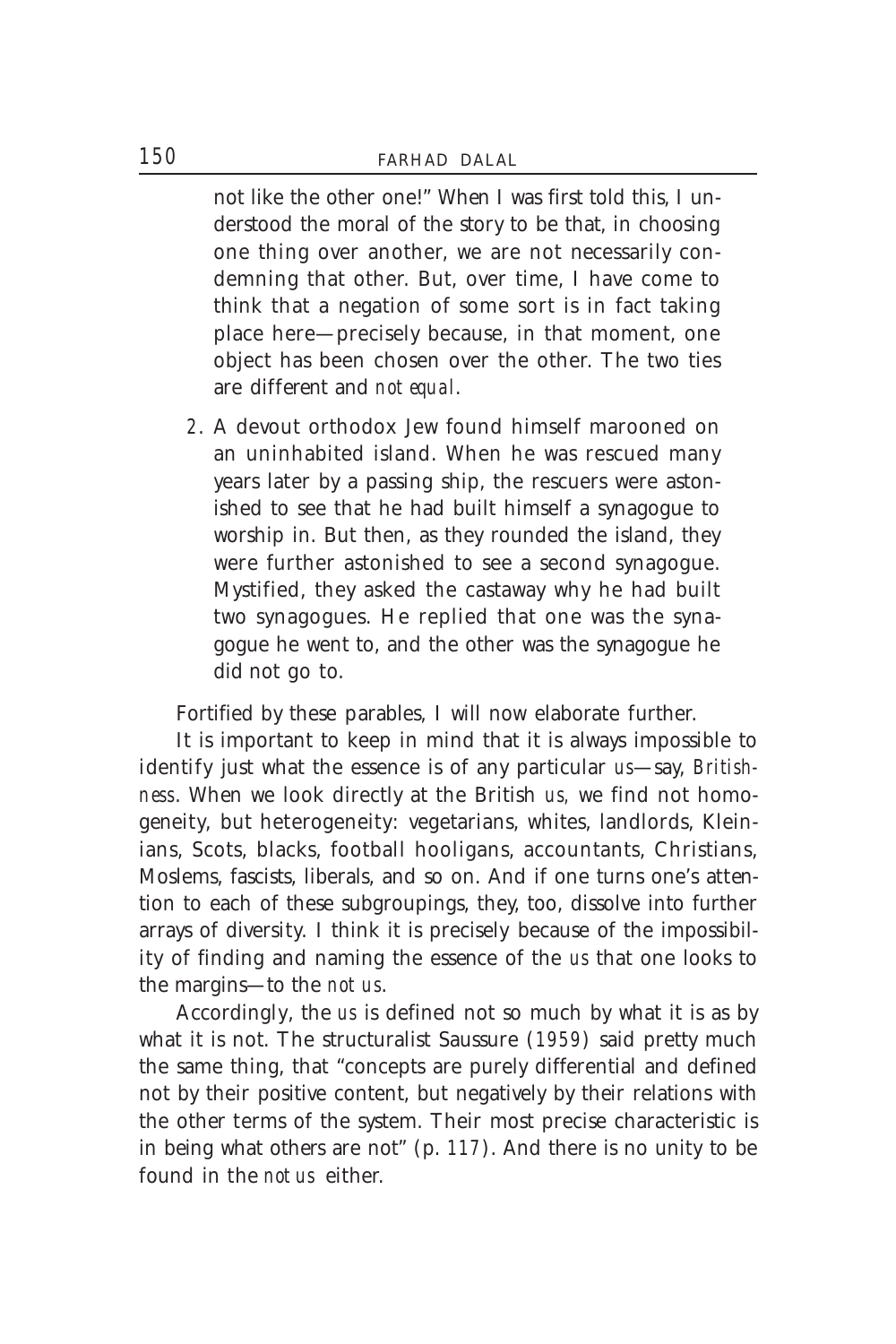not like the other one!" When I was first told this, I understood the moral of the story to be that, in choosing one thing over another, we are not necessarily condemning that other. But, over time, I have come to think that a negation of some sort is in fact taking place here—precisely because, in that moment, one object has been chosen over the other. The two ties are different and *not equal*.

2. A devout orthodox Jew found himself marooned on an uninhabited island. When he was rescued many years later by a passing ship, the rescuers were astonished to see that he had built himself a synagogue to worship in. But then, as they rounded the island, they were further astonished to see a second synagogue. Mystified, they asked the castaway why he had built two synagogues. He replied that one was the synagogue he went to, and the other was the synagogue he did not go to.

Fortified by these parables, I will now elaborate further.

It is important to keep in mind that it is always impossible to identify just what the essence is of any particular *us*—say, *Britishness*. When we look directly at the British *us,* we find not homogeneity, but heterogeneity: vegetarians, whites, landlords, Kleinians, Scots, blacks, football hooligans, accountants, Christians, Moslems, fascists, liberals, and so on. And if one turns one's attention to each of these subgroupings, they, too, dissolve into further arrays of diversity. I think it is precisely because of the impossibility of finding and naming the essence of the *us* that one looks to the margins—to the *not us*.

Accordingly, the *us* is defined not so much by what it is as by what it is not. The structuralist Saussure (1959) said pretty much the same thing, that "concepts are purely differential and defined not by their positive content, but negatively by their relations with the other terms of the system. Their most precise characteristic is in being what others are not" (p. 117). And there is no unity to be found in the *not us* either.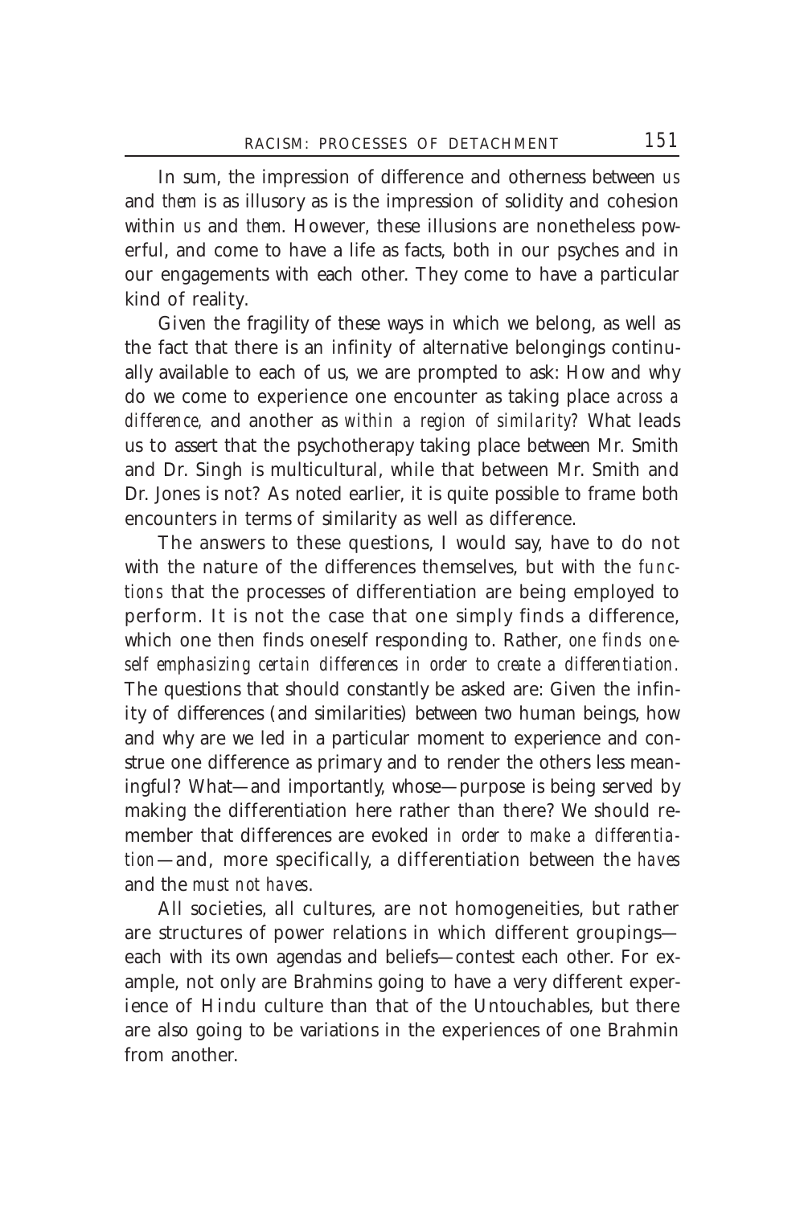In sum, the impression of difference and otherness between *us* and *them* is as illusory as is the impression of solidity and cohesion within *us* and *them*. However, these illusions are nonetheless powerful, and come to have a life as facts, both in our psyches and in our engagements with each other. They come to have a particular kind of reality.

Given the fragility of these ways in which we belong, as well as the fact that there is an infinity of alternative belongings continually available to each of us, we are prompted to ask: How and why do we come to experience one encounter as taking place *across a difference,* and another as *within a region of similarity?* What leads us to assert that the psychotherapy taking place between Mr. Smith and Dr. Singh is multicultural, while that between Mr. Smith and Dr. Jones is not? As noted earlier, it is quite possible to frame both encounters in terms of similarity as well as difference.

The answers to these questions, I would say, have to do not with the nature of the differences themselves, but with the *functions* that the processes of differentiation are being employed to perform. It is not the case that one simply finds a difference, which one then finds oneself responding to. Rather, *one finds oneself emphasizing certain differences in order to create a differentiation.* The questions that should constantly be asked are: Given the infinity of differences (and similarities) between two human beings, how and why are we led in a particular moment to experience and construe one difference as primary and to render the others less meaningful? What—and importantly, whose—purpose is being served by making the differentiation here rather than there? We should remember that differences are evoked *in order to make a differentiation*—and, more specifically, a differentiation between the *haves* and the *must not haves*.

All societies, all cultures, are not homogeneities, but rather are structures of power relations in which different groupings—each with its own agendas and beliefs—contest each other. For example, not only are Brahmins going to have a very different experience of Hindu culture than that of the Untouchables, but there are also going to be variations in the experiences of one Brahmin from another.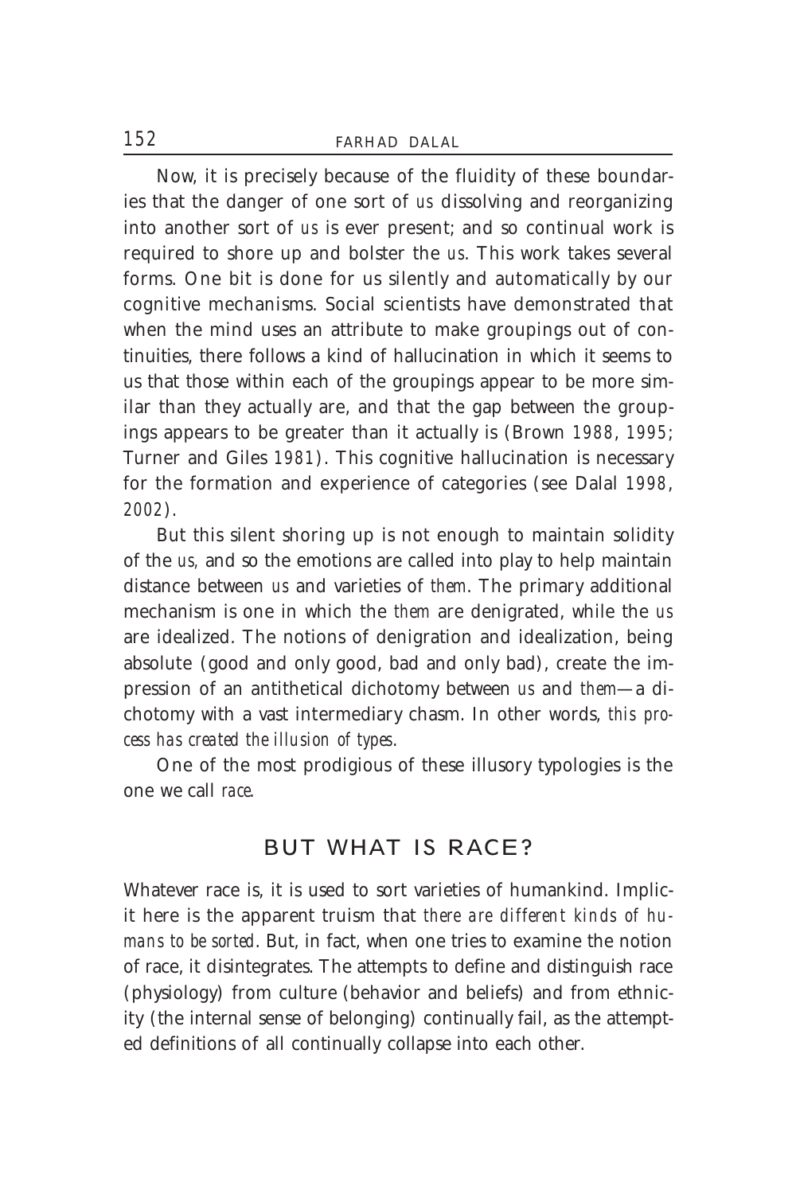Now, it is precisely because of the fluidity of these boundaries that the danger of one sort of *us* dissolving and reorganizing into another sort of *us* is ever present; and so continual work is required to shore up and bolster the *us*. This work takes several forms. One bit is done for us silently and automatically by our cognitive mechanisms. Social scientists have demonstrated that when the mind uses an attribute to make groupings out of continuities, there follows a kind of hallucination in which it seems to us that those within each of the groupings appear to be more similar than they actually are, and that the gap between the groupings appears to be greater than it actually is (Brown 1988, 1995; Turner and Giles 1981). This cognitive hallucination is necessary for the formation and experience of categories (see Dalal 1998, 2002).

But this silent shoring up is not enough to maintain solidity of the *us,* and so the emotions are called into play to help maintain distance between *us* and varieties of *them*. The primary additional mechanism is one in which the *them* are denigrated, while the *us* are idealized. The notions of denigration and idealization, being absolute (good and only good, bad and only bad), create the impression of an antithetical dichotomy between *us* and *them*—a dichotomy with a vast intermediary chasm. In other words, *this process has created the illusion of types*.

One of the most prodigious of these illusory typologies is the one we call *race*.

## BUT WHAT IS RACE?

Whatever race is, it is used to sort varieties of humankind. Implicit here is the apparent truism that *there are different kinds of humans to be sorted*. But, in fact, when one tries to examine the notion of race, it disintegrates. The attempts to define and distinguish race (physiology) from culture (behavior and beliefs) and from ethnicity (the internal sense of belonging) continually fail, as the attempted definitions of all continually collapse into each other.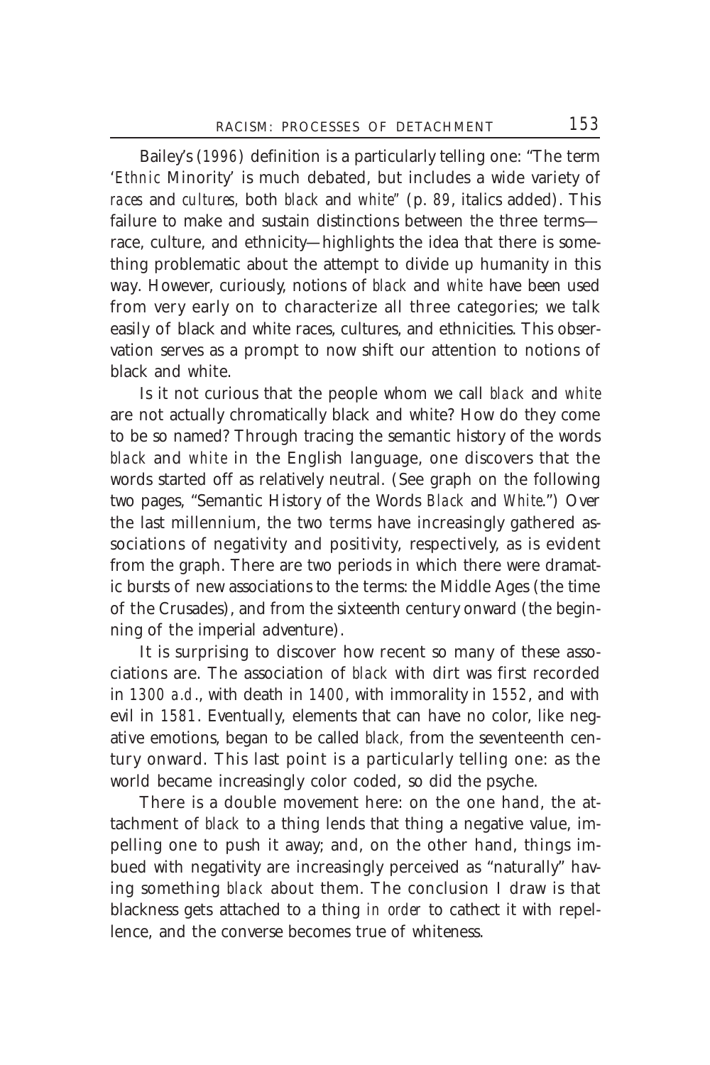Bailey's (1996) definition is a particularly telling one: "The term '*Ethnic* Minority' is much debated, but includes a wide variety of *races* and *cultures,* both *black* and *white*" (p. 89, italics added). This failure to make and sustain distinctions between the three terms—race, culture, and ethnicity—highlights the idea that there is something problematic about the attempt to divide up humanity in this way. However, curiously, notions of *black* and *white* have been used from very early on to characterize all three categories; we talk easily of black and white races, cultures, and ethnicities. This observation serves as a prompt to now shift our attention to notions of black and white.

Is it not curious that the people whom we call *black* and *white* are not actually chromatically black and white? How do they come to be so named? Through tracing the semantic history of the words *black* and *white* in the English language, one discovers that the words started off as relatively neutral. (See graph on the following two pages, "Semantic History of the Words *Black* and *White*.") Over the last millennium, the two terms have increasingly gathered associations of negativity and positivity, respectively, as is evident from the graph. There are two periods in which there were dramatic bursts of new associations to the terms: the Middle Ages (the time of the Crusades), and from the sixteenth century onward (the beginning of the imperial adventure).

It is surprising to discover how recent so many of these associations are. The association of *black* with dirt was first recorded in 1300 A.D., with death in 1400, with immorality in 1552, and with evil in 1581. Eventually, elements that can have no color, like negative emotions, began to be called *black,* from the seventeenth century onward. This last point is a particularly telling one: as the world became increasingly color coded, so did the psyche.

There is a double movement here: on the one hand, the attachment of *black* to a thing lends that thing a negative value, impelling one to push it away; and, on the other hand, things imbued with negativity are increasingly perceived as "naturally" having something *black* about them. The conclusion I draw is that blackness gets attached to a thing *in order* to cathect it with repellence, and the converse becomes true of whiteness.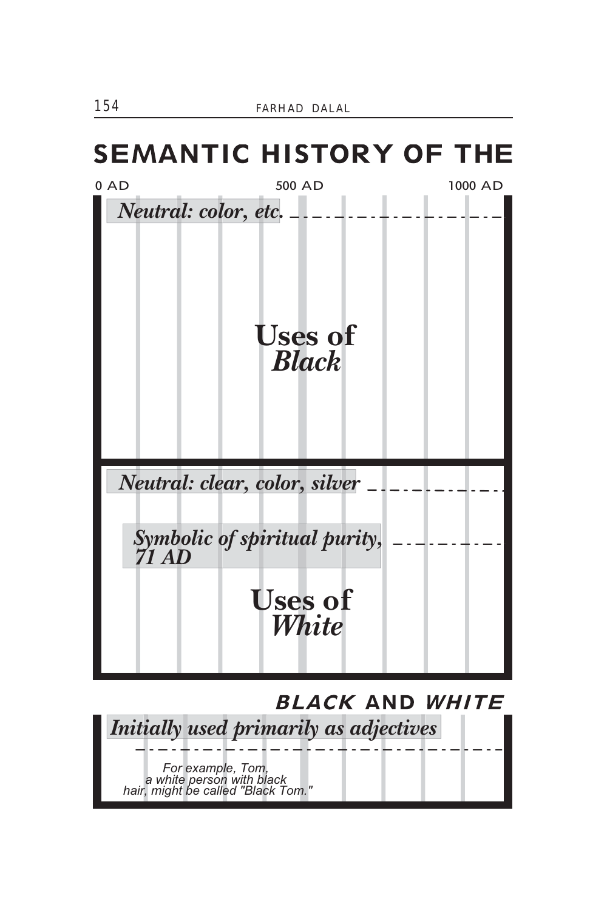# SEMANTIC HISTORY OF THE

0 AD | 500 AD | 1000 AD

*Neutral: color, etc.*

**Uses of *Black***

*Neutral: clear, color, silver*

*Symbolic of spiritual purity, 71 AD*

**Uses of *White***

## *BLACK* AND *WHITE*

*Initially used primarily as adjectives*

*For example, Tom, a white person with black hair, might be called "Black Tom."*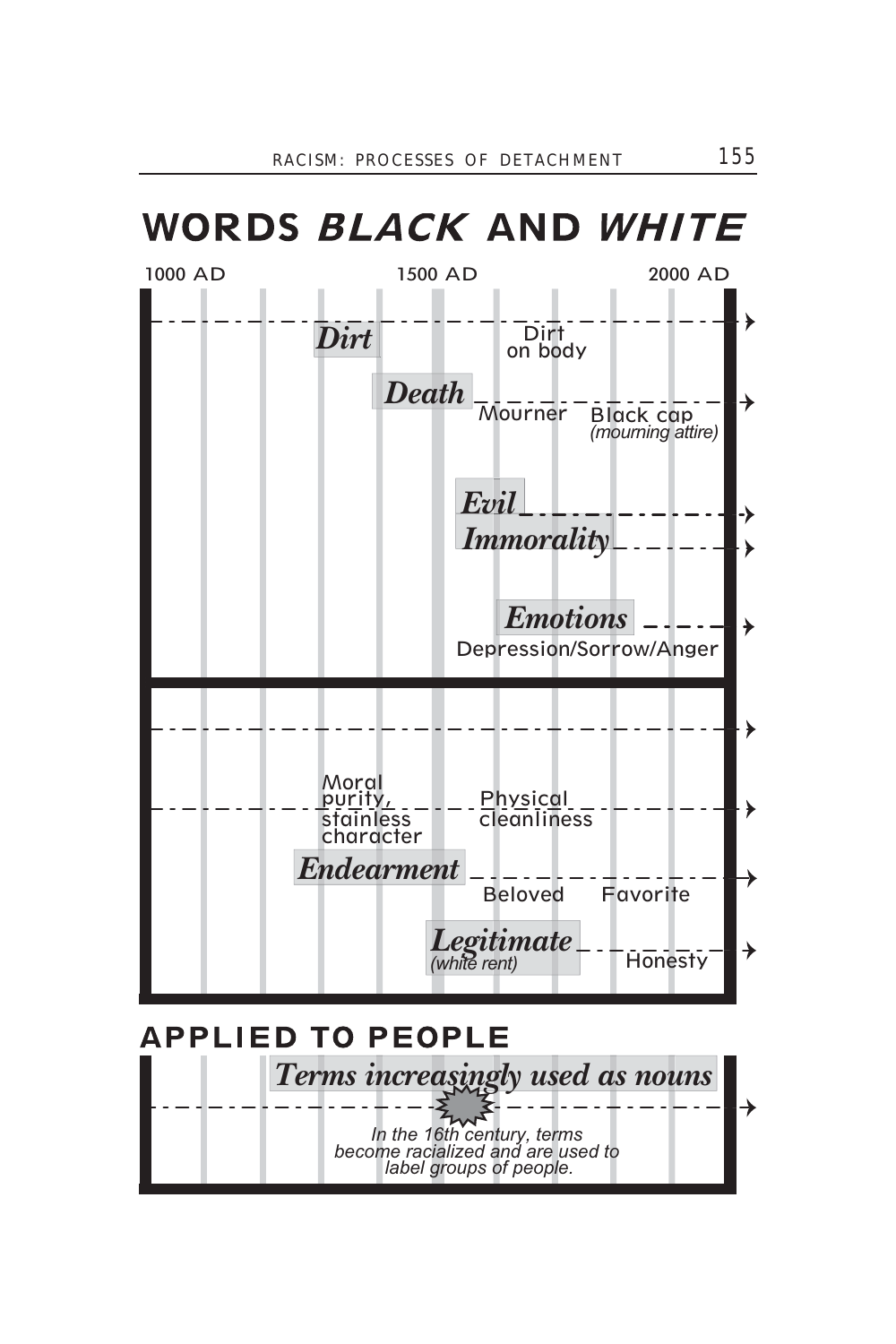# WORDS *BLACK* AND *WHITE*

1000 AD — 1500 AD — 2000 AD

***Dirt*** — Dirt on body

***Death*** — Mourner — Black cap *(mourning attire)*

***Evil***

***Immorality***

***Emotions*** — Depression/Sorrow/Anger

Moral purity, stainless character — Physical cleanliness

***Endearment*** — Beloved — Favorite

***Legitimate*** *(white rent)* — Honesty

## APPLIED TO PEOPLE

***Terms increasingly used as nouns***

*In the 16th century, terms become racialized and are used to label groups of people.*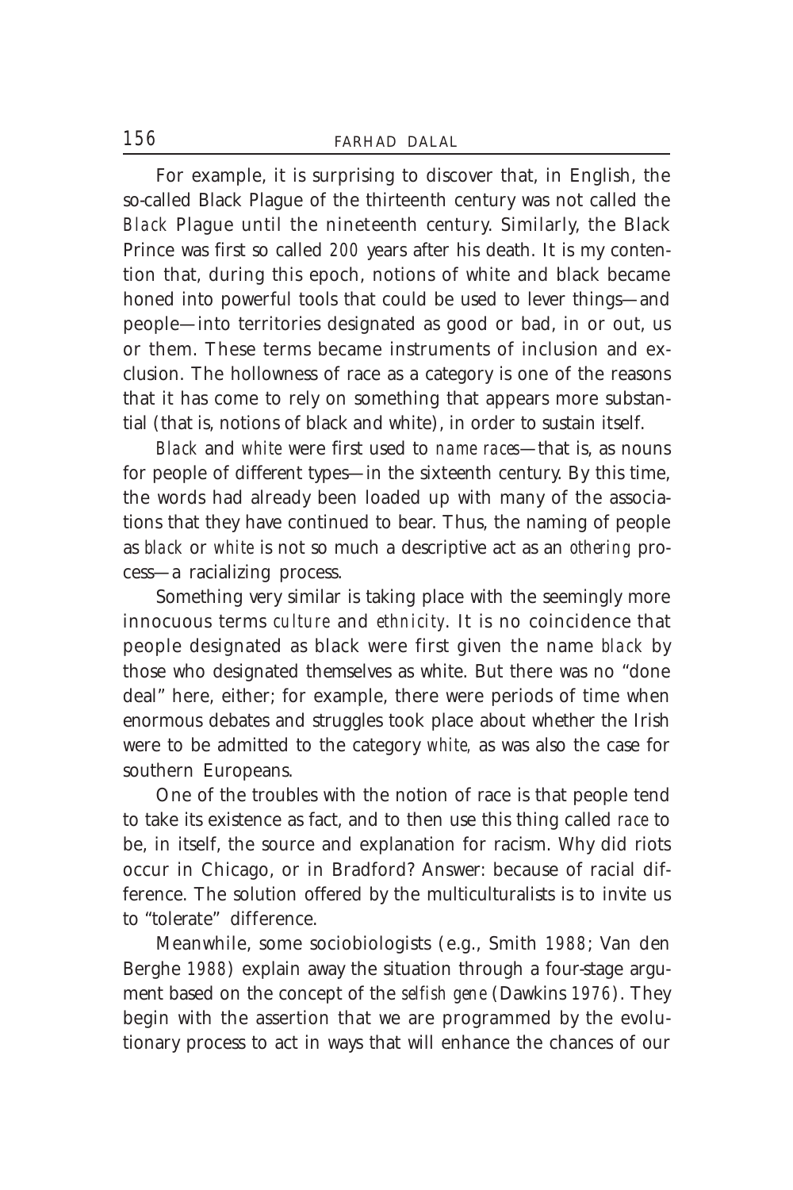For example, it is surprising to discover that, in English, the so-called Black Plague of the thirteenth century was not called the *Black* Plague until the nineteenth century. Similarly, the Black Prince was first so called 200 years after his death. It is my contention that, during this epoch, notions of white and black became honed into powerful tools that could be used to lever things—and people—into territories designated as good or bad, in or out, us or them. These terms became instruments of inclusion and exclusion. The hollowness of race as a category is one of the reasons that it has come to rely on something that appears more substantial (that is, notions of black and white), in order to sustain itself.

*Black* and *white* were first used to *name races*—that is, as nouns for people of different types—in the sixteenth century. By this time, the words had already been loaded up with many of the associations that they have continued to bear. Thus, the naming of people as *black* or *white* is not so much a descriptive act as an *othering* process—a racializing process.

Something very similar is taking place with the seemingly more innocuous terms *culture* and *ethnicity*. It is no coincidence that people designated as black were first given the name *black* by those who designated themselves as white. But there was no "done deal" here, either; for example, there were periods of time when enormous debates and struggles took place about whether the Irish were to be admitted to the category *white,* as was also the case for southern Europeans.

One of the troubles with the notion of race is that people tend to take its existence as fact, and to then use this thing called *race* to be, in itself, the source and explanation for racism. Why did riots occur in Chicago, or in Bradford? Answer: because of racial difference. The solution offered by the multiculturalists is to invite us to "tolerate" difference.

Meanwhile, some sociobiologists (e.g., Smith 1988; Van den Berghe 1988) explain away the situation through a four-stage argument based on the concept of the *selfish gene* (Dawkins 1976). They begin with the assertion that we are programmed by the evolutionary process to act in ways that will enhance the chances of our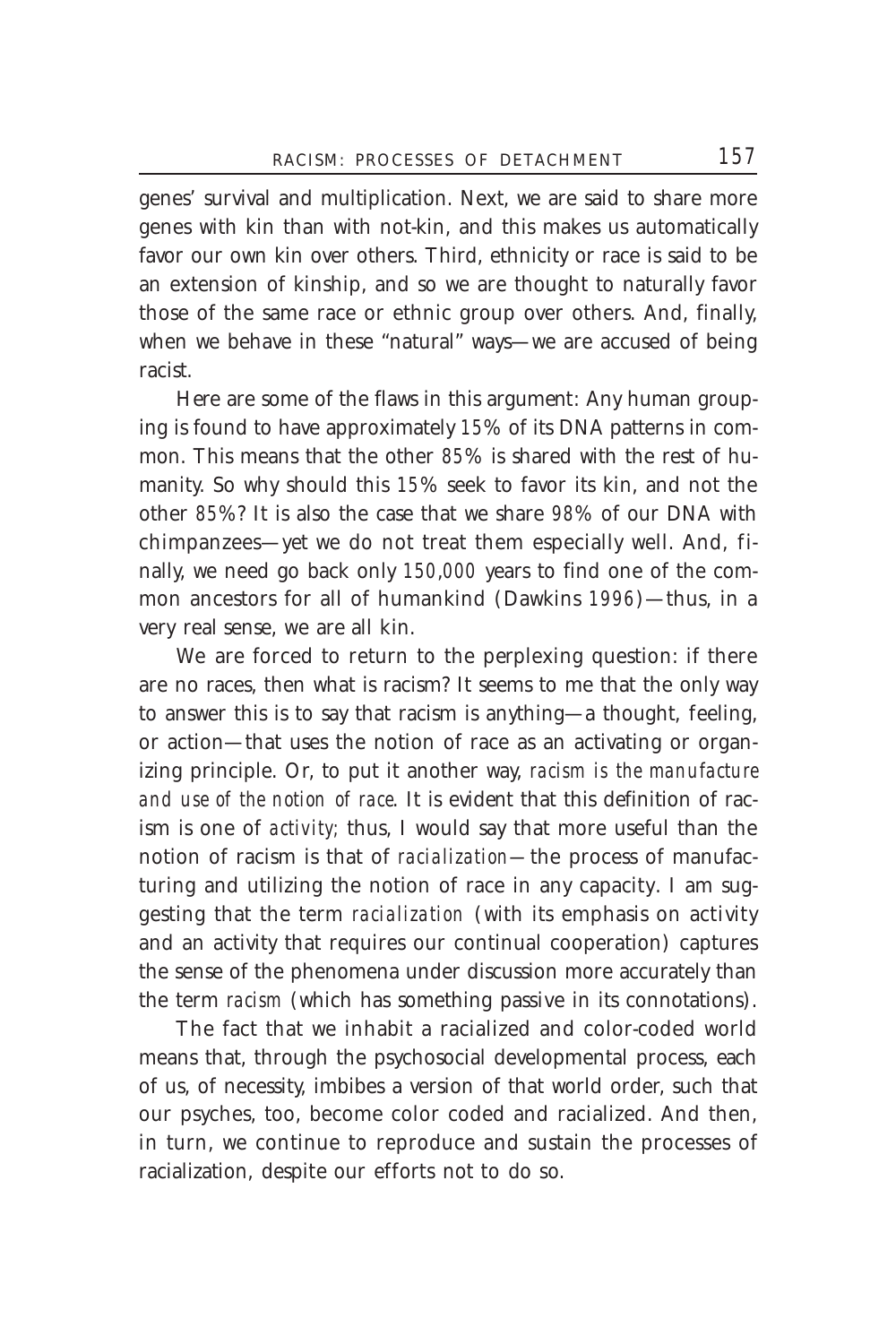genes' survival and multiplication. Next, we are said to share more genes with kin than with not-kin, and this makes us automatically favor our own kin over others. Third, ethnicity or race is said to be an extension of kinship, and so we are thought to naturally favor those of the same race or ethnic group over others. And, finally, when we behave in these "natural" ways—we are accused of being racist.

Here are some of the flaws in this argument: Any human grouping is found to have approximately 15% of its DNA patterns in common. This means that the other 85% is shared with the rest of humanity. So why should this 15% seek to favor its kin, and not the other 85%? It is also the case that we share 98% of our DNA with chimpanzees—yet we do not treat them especially well. And, finally, we need go back only 150,000 years to find one of the common ancestors for all of humankind (Dawkins 1996)—thus, in a very real sense, we are all kin.

We are forced to return to the perplexing question: if there are no races, then what is racism? It seems to me that the only way to answer this is to say that racism is anything—a thought, feeling, or action—that uses the notion of race as an activating or organizing principle. Or, to put it another way, *racism is the manufacture and use of the notion of race*. It is evident that this definition of racism is one of *activity;* thus, I would say that more useful than the notion of racism is that of *racialization*—the process of manufacturing and utilizing the notion of race in any capacity. I am suggesting that the term *racialization* (with its emphasis on activity and an activity that requires our continual cooperation) captures the sense of the phenomena under discussion more accurately than the term *racism* (which has something passive in its connotations).

The fact that we inhabit a racialized and color-coded world means that, through the psychosocial developmental process, each of us, of necessity, imbibes a version of that world order, such that our psyches, too, become color coded and racialized. And then, in turn, we continue to reproduce and sustain the processes of racialization, despite our efforts not to do so.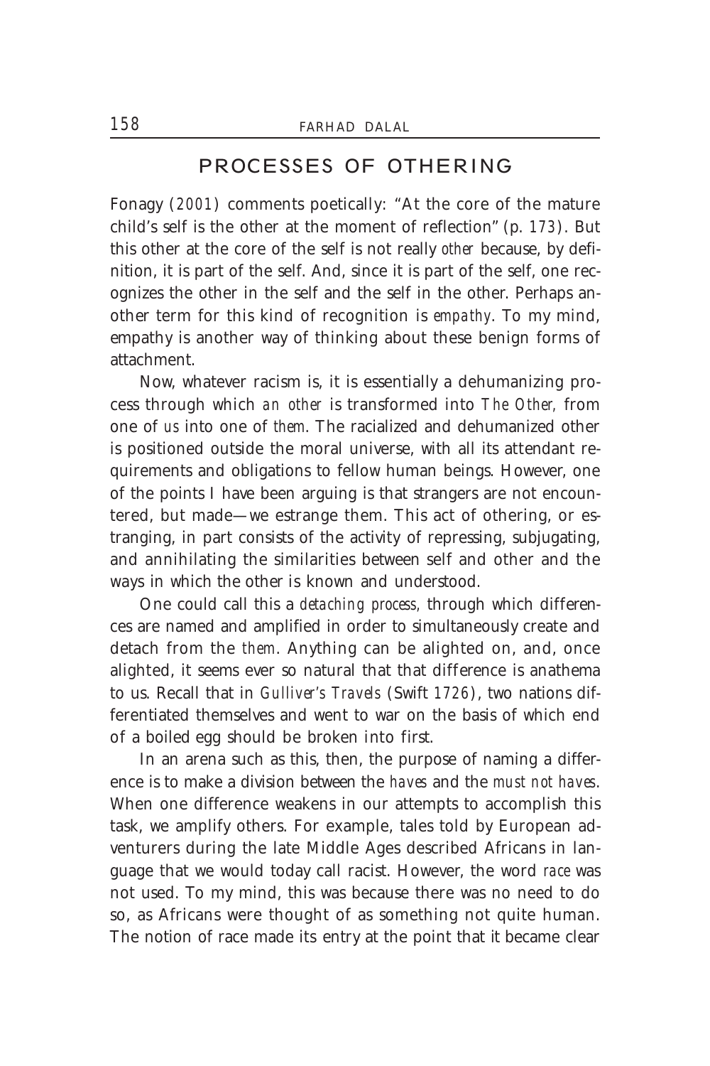## PROCESSES OF OTHERING

Fonagy (2001) comments poetically: "At the core of the mature child's self is the other at the moment of reflection" (p. 173). But this other at the core of the self is not really *other* because, by definition, it is part of the self. And, since it is part of the self, one recognizes the other in the self and the self in the other. Perhaps another term for this kind of recognition is *empathy*. To my mind, empathy is another way of thinking about these benign forms of attachment.

Now, whatever racism is, it is essentially a dehumanizing process through which *an other* is transformed into *The Other,* from one of *us* into one of *them*. The racialized and dehumanized other is positioned outside the moral universe, with all its attendant requirements and obligations to fellow human beings. However, one of the points I have been arguing is that strangers are not encountered, but made—we estrange them. This act of othering, or estranging, in part consists of the activity of repressing, subjugating, and annihilating the similarities between self and other and the ways in which the other is known and understood.

One could call this a *detaching process,* through which differences are named and amplified in order to simultaneously create and detach from the *them*. Anything can be alighted on, and, once alighted, it seems ever so natural that that difference is anathema to us. Recall that in *Gulliver's Travels* (Swift 1726), two nations differentiated themselves and went to war on the basis of which end of a boiled egg should be broken into first.

In an arena such as this, then, the purpose of naming a difference is to make a division between the *haves* and the *must not haves*. When one difference weakens in our attempts to accomplish this task, we amplify others. For example, tales told by European adventurers during the late Middle Ages described Africans in language that we would today call racist. However, the word *race* was not used. To my mind, this was because there was no need to do so, as Africans were thought of as something not quite human. The notion of race made its entry at the point that it became clear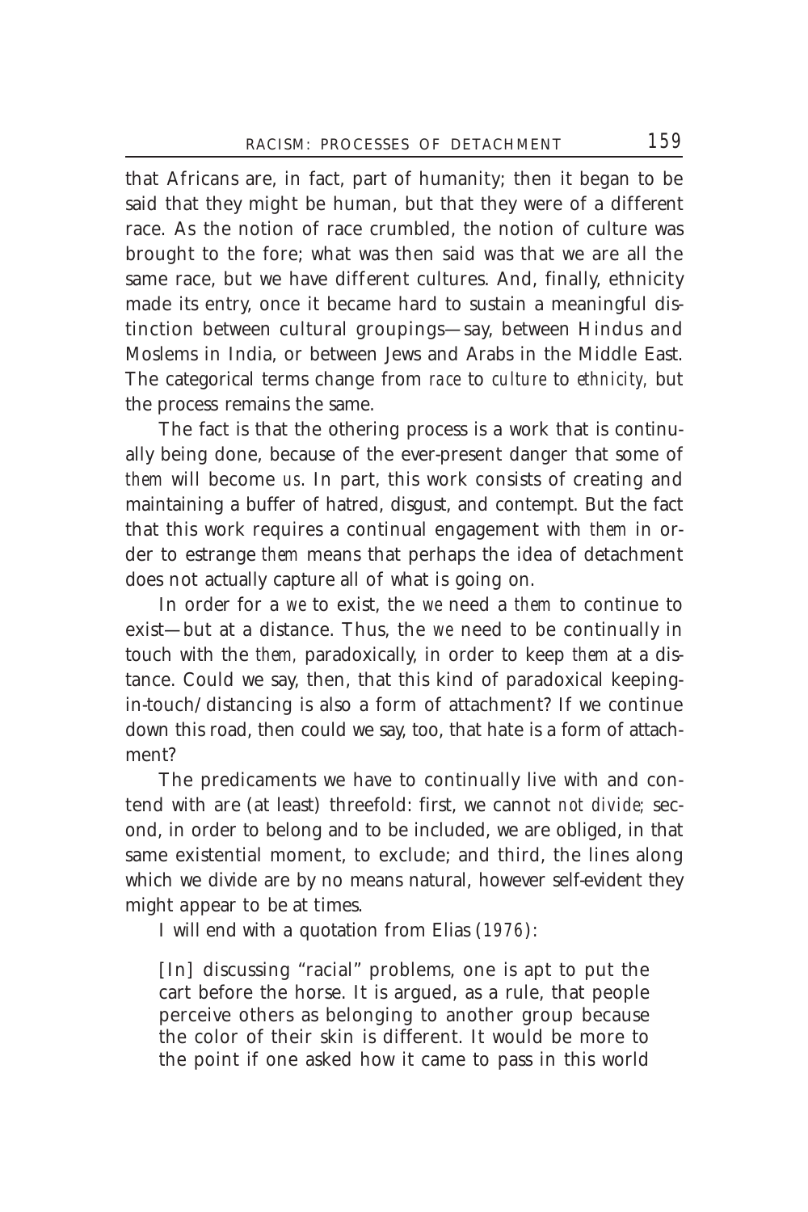that Africans are, in fact, part of humanity; then it began to be said that they might be human, but that they were of a different race. As the notion of race crumbled, the notion of culture was brought to the fore; what was then said was that we are all the same race, but we have different cultures. And, finally, ethnicity made its entry, once it became hard to sustain a meaningful distinction between cultural groupings—say, between Hindus and Moslems in India, or between Jews and Arabs in the Middle East. The categorical terms change from *race* to *culture* to *ethnicity,* but the process remains the same.

The fact is that the othering process is a work that is continually being done, because of the ever-present danger that some of *them* will become *us*. In part, this work consists of creating and maintaining a buffer of hatred, disgust, and contempt. But the fact that this work requires a continual engagement with *them* in order to estrange *them* means that perhaps the idea of detachment does not actually capture all of what is going on.

In order for a *we* to exist, the *we* need a *them* to continue to exist—but at a distance. Thus, the *we* need to be continually in touch with the *them,* paradoxically, in order to keep *them* at a distance. Could we say, then, that this kind of paradoxical keeping-in-touch/distancing is also a form of attachment? If we continue down this road, then could we say, too, that hate is a form of attachment?

The predicaments we have to continually live with and contend with are (at least) threefold: first, we cannot *not divide;* second, in order to belong and to be included, we are obliged, in that same existential moment, to exclude; and third, the lines along which we divide are by no means natural, however self-evident they might appear to be at times.

I will end with a quotation from Elias (1976):

> [In] discussing "racial" problems, one is apt to put the cart before the horse. It is argued, as a rule, that people perceive others as belonging to another group because the color of their skin is different. It would be more to the point if one asked how it came to pass in this world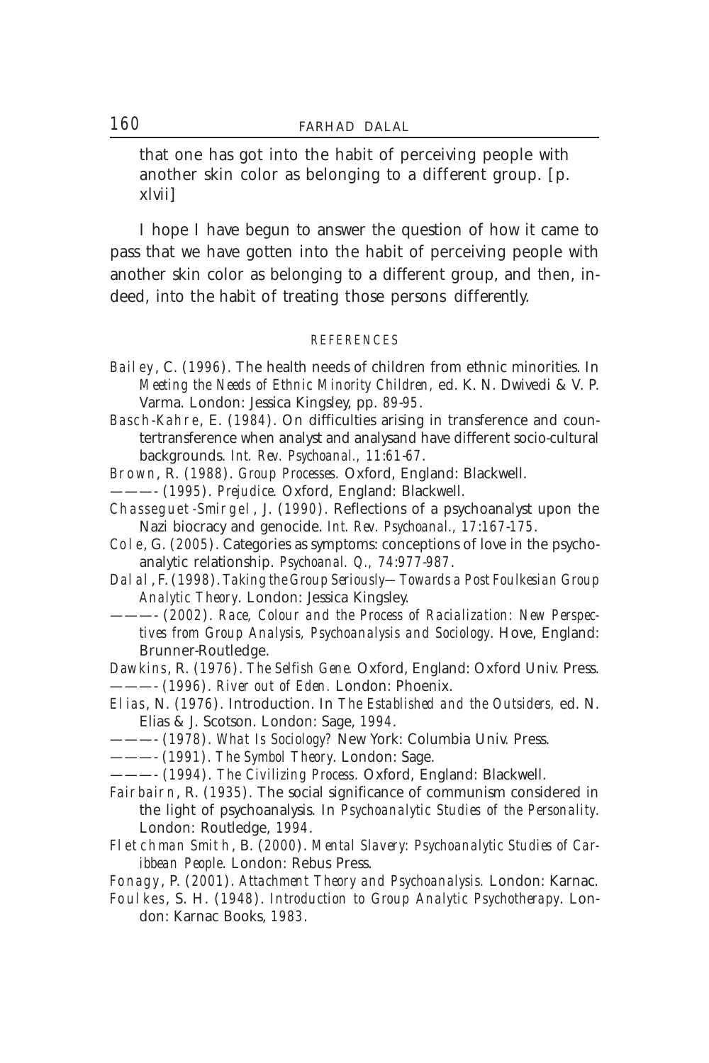that one has got into the habit of perceiving people with another skin color as belonging to a different group. [p. xlvii]

I hope I have begun to answer the question of how it came to pass that we have gotten into the habit of perceiving people with another skin color as belonging to a different group, and then, indeed, into the habit of treating those persons differently.

## REFERENCES

Bailey, C. (1996). The health needs of children from ethnic minorities. In *Meeting the Needs of Ethnic Minority Children,* ed. K. N. Dwivedi & V. P. Varma. London: Jessica Kingsley, pp. 89-95.

Basch-Kahre, E. (1984). On difficulties arising in transference and countertransference when analyst and analysand have different socio-cultural backgrounds. *Int. Rev. Psychoanal.,* 11:61-67.

Brown, R. (1988). *Group Processes.* Oxford, England: Blackwell.

———- (1995). *Prejudice.* Oxford, England: Blackwell.

Chasseguet-Smirgel, J. (1990). Reflections of a psychoanalyst upon the Nazi biocracy and genocide. *Int. Rev. Psychoanal.,* 17:167-175.

Cole, G. (2005). Categories as symptoms: conceptions of love in the psychoanalytic relationship. *Psychoanal. Q.,* 74:977-987.

Dalal, F. (1998). *Taking the Group Seriously—Towards a Post Foulkesian Group Analytic Theory.* London: Jessica Kingsley.

———- (2002). *Race, Colour and the Process of Racialization: New Perspectives from Group Analysis, Psychoanalysis and Sociology.* Hove, England: Brunner-Routledge.

Dawkins, R. (1976). *The Selfish Gene.* Oxford, England: Oxford Univ. Press.

———- (1996). *River out of Eden.* London: Phoenix.

Elias, N. (1976). Introduction. In *The Established and the Outsiders,* ed. N. Elias & J. Scotson. London: Sage, 1994.

———- (1978). *What Is Sociology?* New York: Columbia Univ. Press.

———- (1991). *The Symbol Theory.* London: Sage.

———- (1994). *The Civilizing Process.* Oxford, England: Blackwell.

Fairbairn, R. (1935). The social significance of communism considered in the light of psychoanalysis. In *Psychoanalytic Studies of the Personality.* London: Routledge, 1994.

Fletchman Smith, B. (2000). *Mental Slavery: Psychoanalytic Studies of Caribbean People.* London: Rebus Press.

Fonagy, P. (2001). *Attachment Theory and Psychoanalysis.* London: Karnac.

Foulkes, S. H. (1948). *Introduction to Group Analytic Psychotherapy.* London: Karnac Books, 1983.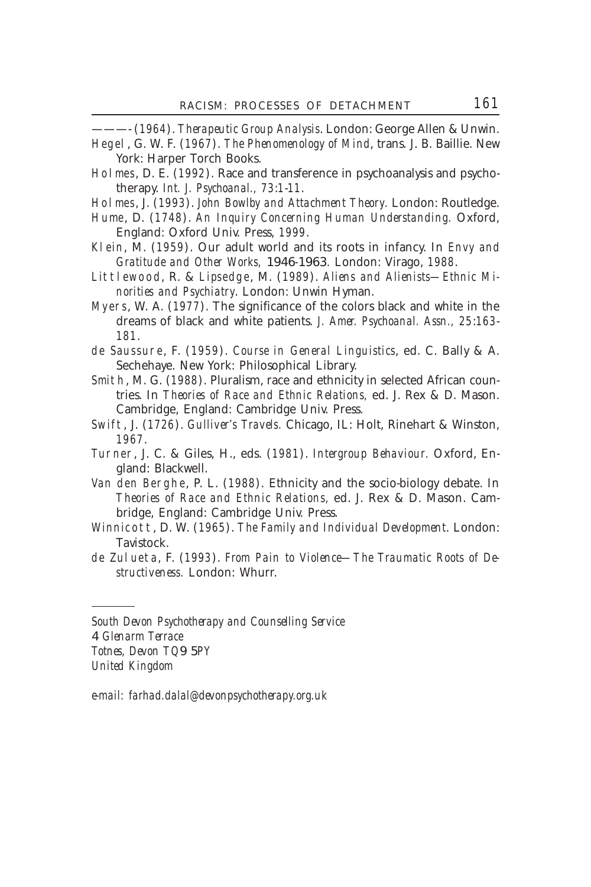———- (1964). *Therapeutic Group Analysis*. London: George Allen & Unwin.

Hegel, G. W. F. (1967). *The Phenomenology of Mind*, trans. J. B. Baillie. New York: Harper Torch Books.

Holmes, D. E. (1992). Race and transference in psychoanalysis and psychotherapy. *Int. J. Psychoanal.*, 73:1-11.

Holmes, J. (1993). *John Bowlby and Attachment Theory*. London: Routledge.

Hume, D. (1748). *An Inquiry Concerning Human Understanding*. Oxford, England: Oxford Univ. Press, 1999.

Klein, M. (1959). Our adult world and its roots in infancy. In *Envy and Gratitude and Other Works, 1946-1963*. London: Virago, 1988.

Littlewood, R. & Lipsedge, M. (1989). *Aliens and Alienists—Ethnic Minorities and Psychiatry*. London: Unwin Hyman.

Myers, W. A. (1977). The significance of the colors black and white in the dreams of black and white patients. *J. Amer. Psychoanal. Assn.*, 25:163-181.

de Saussure, F. (1959). *Course in General Linguistics*, ed. C. Bally & A. Sechehaye. New York: Philosophical Library.

Smith, M. G. (1988). Pluralism, race and ethnicity in selected African countries. In *Theories of Race and Ethnic Relations*, ed. J. Rex & D. Mason. Cambridge, England: Cambridge Univ. Press.

Swift, J. (1726). *Gulliver's Travels*. Chicago, IL: Holt, Rinehart & Winston, 1967.

Turner, J. C. & Giles, H., eds. (1981). *Intergroup Behaviour*. Oxford, England: Blackwell.

Van den Berghe, P. L. (1988). Ethnicity and the socio-biology debate. In *Theories of Race and Ethnic Relations*, ed. J. Rex & D. Mason. Cambridge, England: Cambridge Univ. Press.

Winnicott, D. W. (1965). *The Family and Individual Development*. London: Tavistock.

de Zulueta, F. (1993). *From Pain to Violence—The Traumatic Roots of Destructiveness*. London: Whurr.

---

*South Devon Psychotherapy and Counselling Service*
*4 Glenarm Terrace*
*Totnes, Devon TQ9 5PY*
*United Kingdom*

*e-mail: farhad.dalal@devonpsychotherapy.org.uk*